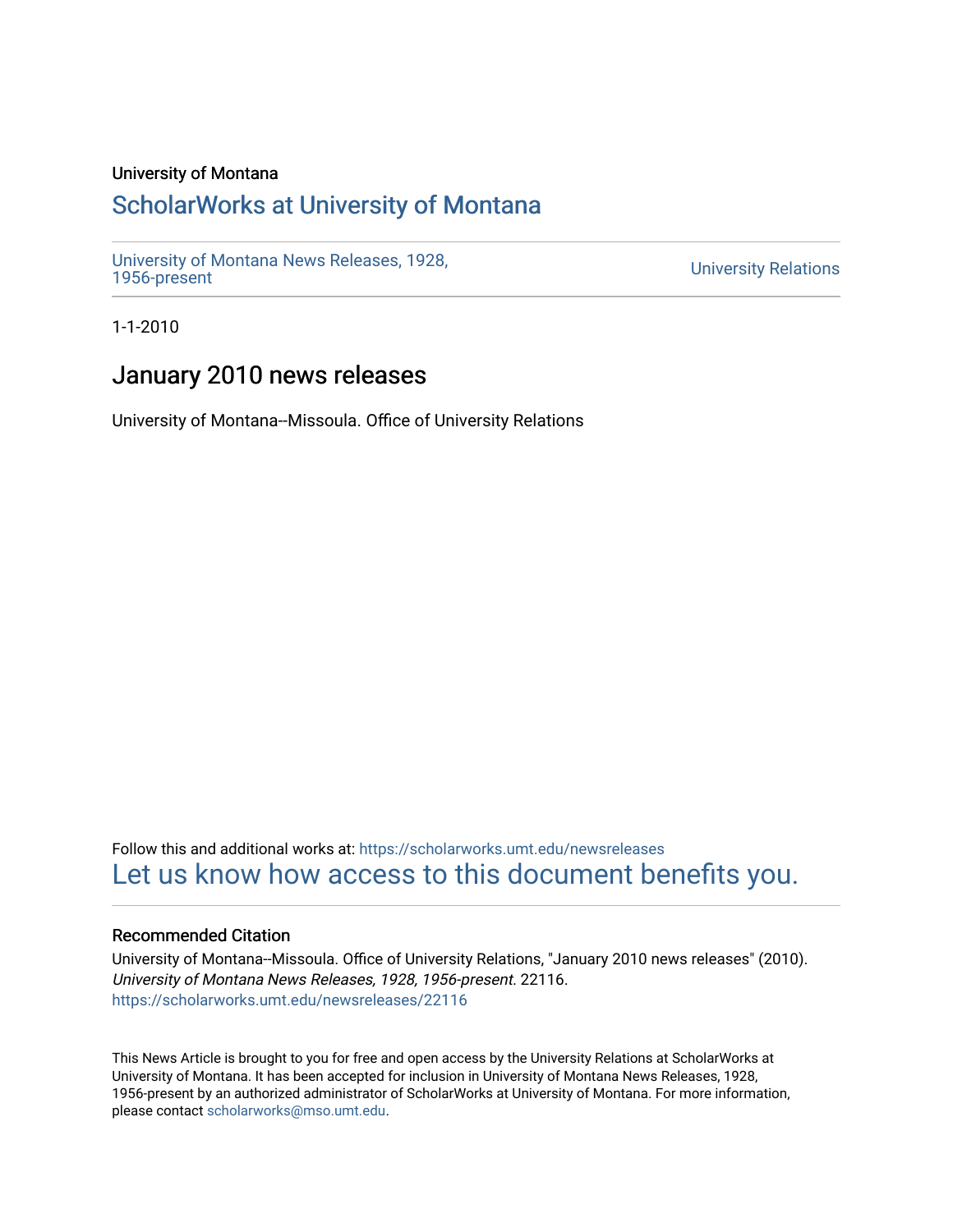University of Montana

# ScholarWorks at University of Montana

University of Montana News Releases, 1928, 1956-present

University Relations

1-1-2010

## January 2010 news releases

University of Montana--Missoula. Office of University Relations

Follow this and additional works at: https://scholarworks.umt.edu/newsreleases

Let us know how access to this document benefits you.

### Recommended Citation

University of Montana--Missoula. Office of University Relations, "January 2010 news releases" (2010). *University of Montana News Releases, 1928, 1956-present*. 22116.
https://scholarworks.umt.edu/newsreleases/22116

This News Article is brought to you for free and open access by the University Relations at ScholarWorks at University of Montana. It has been accepted for inclusion in University of Montana News Releases, 1928, 1956-present by an authorized administrator of ScholarWorks at University of Montana. For more information, please contact scholarworks@mso.umt.edu.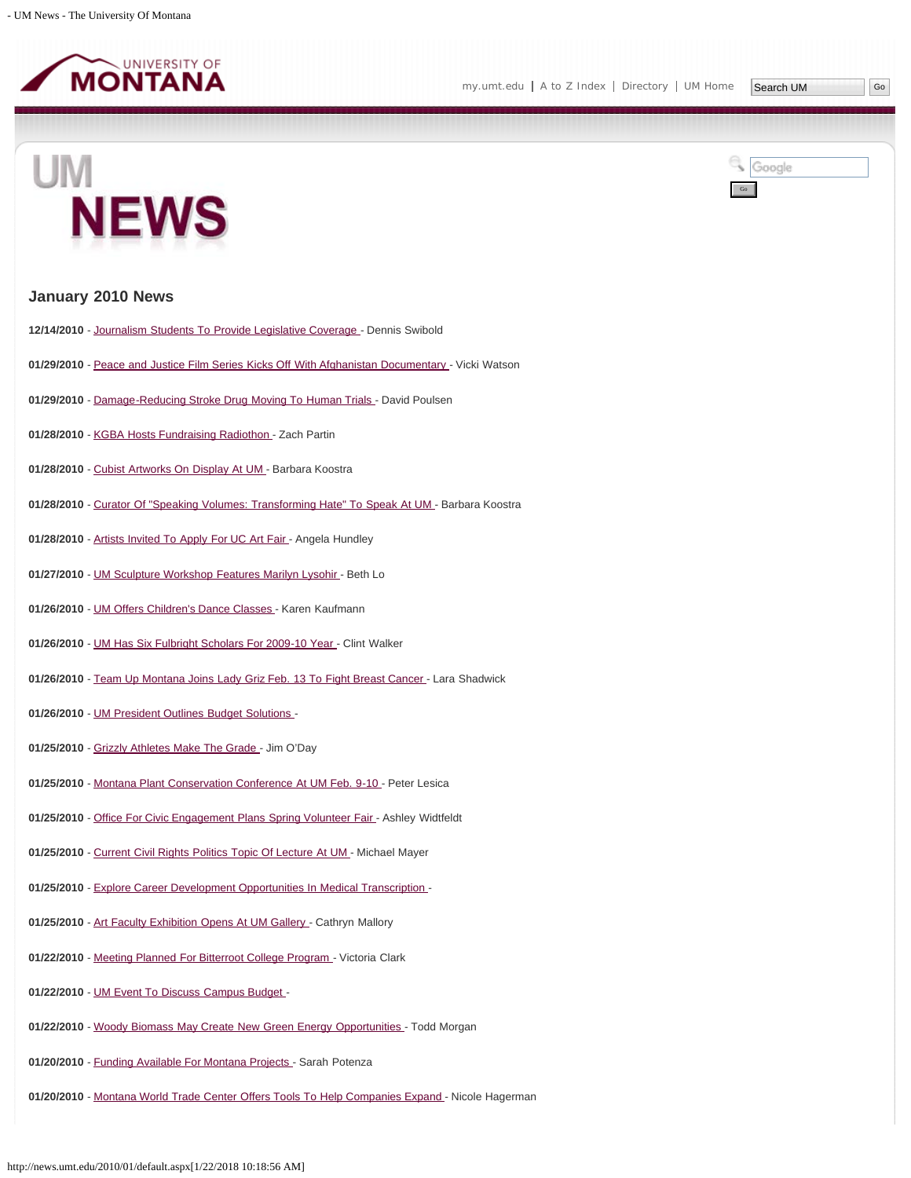# UM NEWS

## January 2010 News

**12/14/2010** - Journalism Students To Provide Legislative Coverage - Dennis Swibold

**01/29/2010** - Peace and Justice Film Series Kicks Off With Afghanistan Documentary - Vicki Watson

**01/29/2010** - Damage-Reducing Stroke Drug Moving To Human Trials - David Poulsen

**01/28/2010** - KGBA Hosts Fundraising Radiothon - Zach Partin

**01/28/2010** - Cubist Artworks On Display At UM - Barbara Koostra

**01/28/2010** - Curator Of "Speaking Volumes: Transforming Hate" To Speak At UM - Barbara Koostra

**01/28/2010** - Artists Invited To Apply For UC Art Fair - Angela Hundley

**01/27/2010** - UM Sculpture Workshop Features Marilyn Lysohir - Beth Lo

**01/26/2010** - UM Offers Children's Dance Classes - Karen Kaufmann

**01/26/2010** - UM Has Six Fulbright Scholars For 2009-10 Year - Clint Walker

**01/26/2010** - Team Up Montana Joins Lady Griz Feb. 13 To Fight Breast Cancer - Lara Shadwick

**01/26/2010** - UM President Outlines Budget Solutions -

**01/25/2010** - Grizzly Athletes Make The Grade - Jim O'Day

**01/25/2010** - Montana Plant Conservation Conference At UM Feb. 9-10 - Peter Lesica

**01/25/2010** - Office For Civic Engagement Plans Spring Volunteer Fair - Ashley Widtfeldt

**01/25/2010** - Current Civil Rights Politics Topic Of Lecture At UM - Michael Mayer

**01/25/2010** - Explore Career Development Opportunities In Medical Transcription -

**01/25/2010** - Art Faculty Exhibition Opens At UM Gallery - Cathryn Mallory

**01/22/2010** - Meeting Planned For Bitterroot College Program - Victoria Clark

**01/22/2010** - UM Event To Discuss Campus Budget -

**01/22/2010** - Woody Biomass May Create New Green Energy Opportunities - Todd Morgan

**01/20/2010** - Funding Available For Montana Projects - Sarah Potenza

**01/20/2010** - Montana World Trade Center Offers Tools To Help Companies Expand - Nicole Hagerman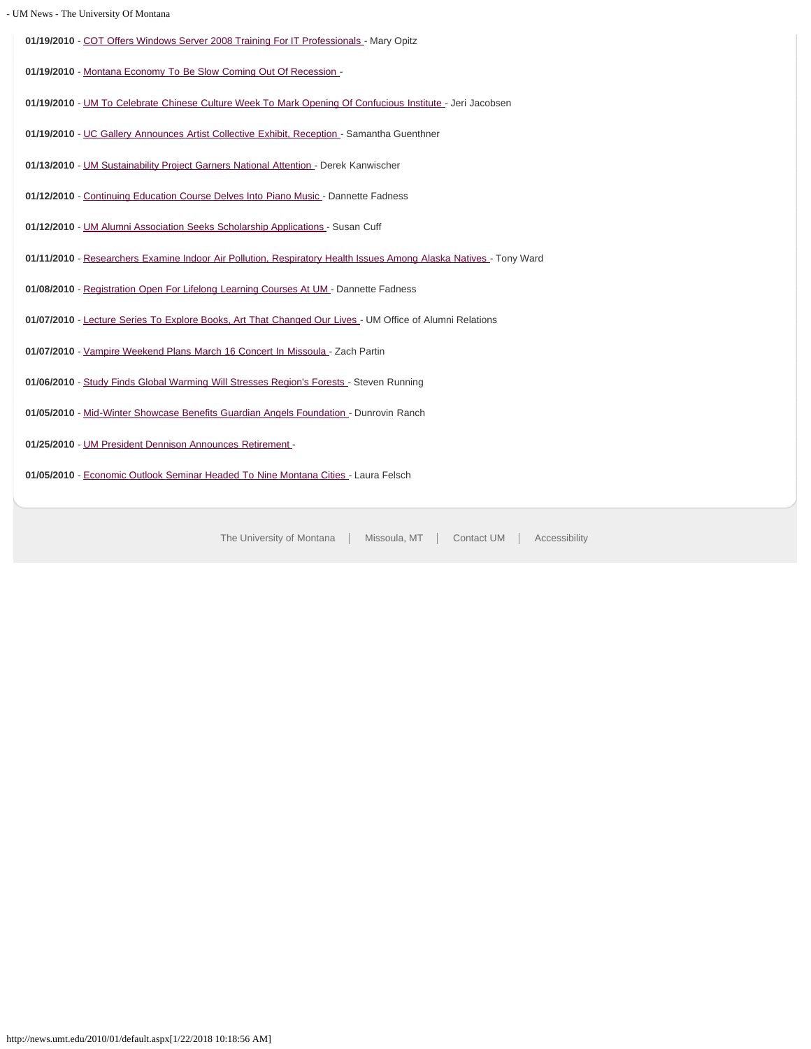**01/19/2010** - COT Offers Windows Server 2008 Training For IT Professionals - Mary Opitz

**01/19/2010** - Montana Economy To Be Slow Coming Out Of Recession -

**01/19/2010** - UM To Celebrate Chinese Culture Week To Mark Opening Of Confucious Institute - Jeri Jacobsen

**01/19/2010** - UC Gallery Announces Artist Collective Exhibit, Reception - Samantha Guenthner

**01/13/2010** - UM Sustainability Project Garners National Attention - Derek Kanwischer

**01/12/2010** - Continuing Education Course Delves Into Piano Music - Dannette Fadness

**01/12/2010** - UM Alumni Association Seeks Scholarship Applications - Susan Cuff

**01/11/2010** - Researchers Examine Indoor Air Pollution, Respiratory Health Issues Among Alaska Natives - Tony Ward

**01/08/2010** - Registration Open For Lifelong Learning Courses At UM - Dannette Fadness

**01/07/2010** - Lecture Series To Explore Books, Art That Changed Our Lives - UM Office of Alumni Relations

**01/07/2010** - Vampire Weekend Plans March 16 Concert In Missoula - Zach Partin

**01/06/2010** - Study Finds Global Warming Will Stresses Region's Forests - Steven Running

**01/05/2010** - Mid-Winter Showcase Benefits Guardian Angels Foundation - Dunrovin Ranch

**01/25/2010** - UM President Dennison Announces Retirement -

**01/05/2010** - Economic Outlook Seminar Headed To Nine Montana Cities - Laura Felsch

The University of Montana | Missoula, MT | Contact UM | Accessibility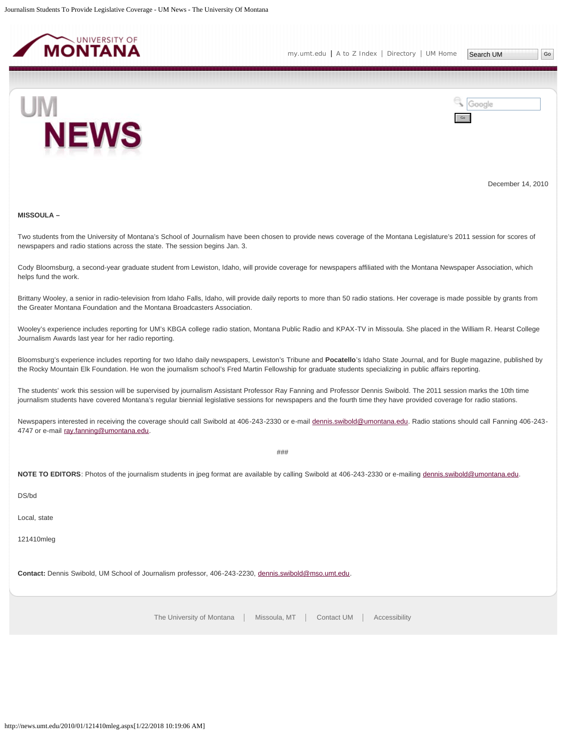December 14, 2010

**MISSOULA –**

Two students from the University of Montana's School of Journalism have been chosen to provide news coverage of the Montana Legislature's 2011 session for scores of newspapers and radio stations across the state. The session begins Jan. 3.

Cody Bloomsburg, a second-year graduate student from Lewiston, Idaho, will provide coverage for newspapers affiliated with the Montana Newspaper Association, which helps fund the work.

Brittany Wooley, a senior in radio-television from Idaho Falls, Idaho, will provide daily reports to more than 50 radio stations. Her coverage is made possible by grants from the Greater Montana Foundation and the Montana Broadcasters Association.

Wooley's experience includes reporting for UM's KBGA college radio station, Montana Public Radio and KPAX-TV in Missoula. She placed in the William R. Hearst College Journalism Awards last year for her radio reporting.

Bloomsburg's experience includes reporting for two Idaho daily newspapers, Lewiston's Tribune and **Pocatello**'s Idaho State Journal, and for Bugle magazine, published by the Rocky Mountain Elk Foundation. He won the journalism school's Fred Martin Fellowship for graduate students specializing in public affairs reporting.

The students' work this session will be supervised by journalism Assistant Professor Ray Fanning and Professor Dennis Swibold. The 2011 session marks the 10th time journalism students have covered Montana's regular biennial legislative sessions for newspapers and the fourth time they have provided coverage for radio stations.

Newspapers interested in receiving the coverage should call Swibold at 406-243-2330 or e-mail dennis.swibold@umontana.edu. Radio stations should call Fanning 406-243-4747 or e-mail ray.fanning@umontana.edu.

###

**NOTE TO EDITORS**: Photos of the journalism students in jpeg format are available by calling Swibold at 406-243-2330 or e-mailing dennis.swibold@umontana.edu.

DS/bd

Local, state

121410mleg

**Contact:** Dennis Swibold, UM School of Journalism professor, 406-243-2230, dennis.swibold@mso.umt.edu.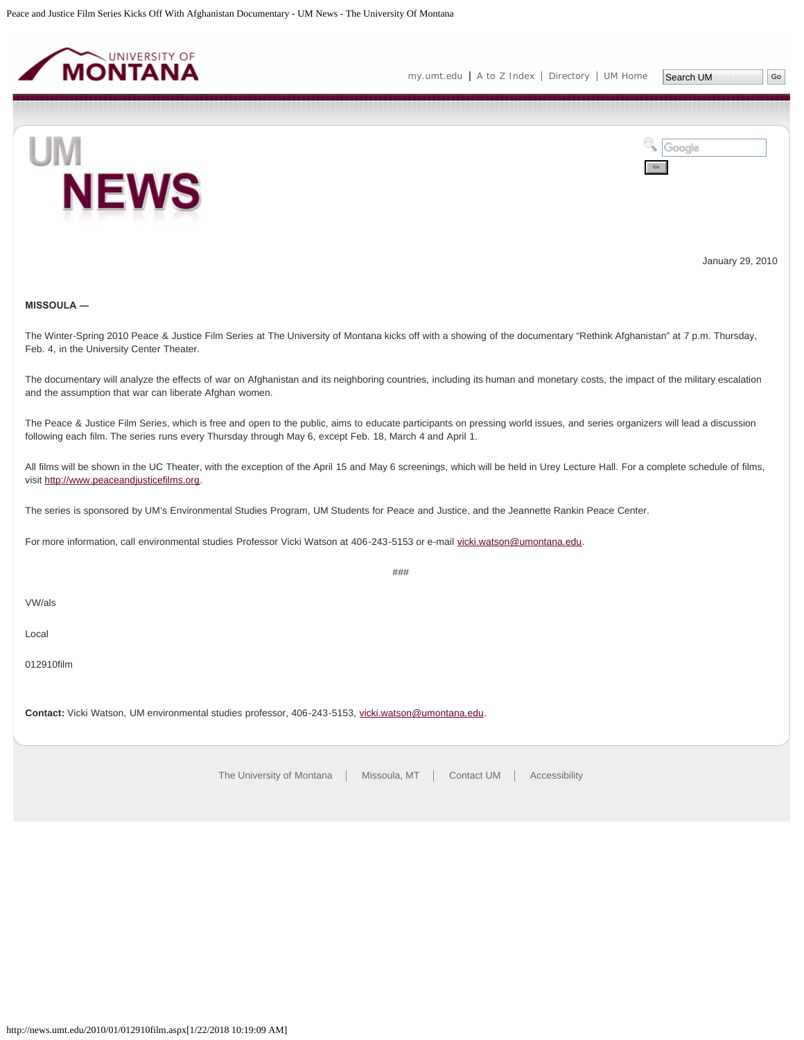January 29, 2010

**MISSOULA —**

The Winter-Spring 2010 Peace & Justice Film Series at The University of Montana kicks off with a showing of the documentary “Rethink Afghanistan” at 7 p.m. Thursday, Feb. 4, in the University Center Theater.

The documentary will analyze the effects of war on Afghanistan and its neighboring countries, including its human and monetary costs, the impact of the military escalation and the assumption that war can liberate Afghan women.

The Peace & Justice Film Series, which is free and open to the public, aims to educate participants on pressing world issues, and series organizers will lead a discussion following each film. The series runs every Thursday through May 6, except Feb. 18, March 4 and April 1.

All films will be shown in the UC Theater, with the exception of the April 15 and May 6 screenings, which will be held in Urey Lecture Hall. For a complete schedule of films, visit http://www.peaceandjusticefilms.org.

The series is sponsored by UM's Environmental Studies Program, UM Students for Peace and Justice, and the Jeannette Rankin Peace Center.

For more information, call environmental studies Professor Vicki Watson at 406-243-5153 or e-mail vicki.watson@umontana.edu.

###

VW/als

Local

012910film

**Contact:** Vicki Watson, UM environmental studies professor, 406-243-5153, vicki.watson@umontana.edu.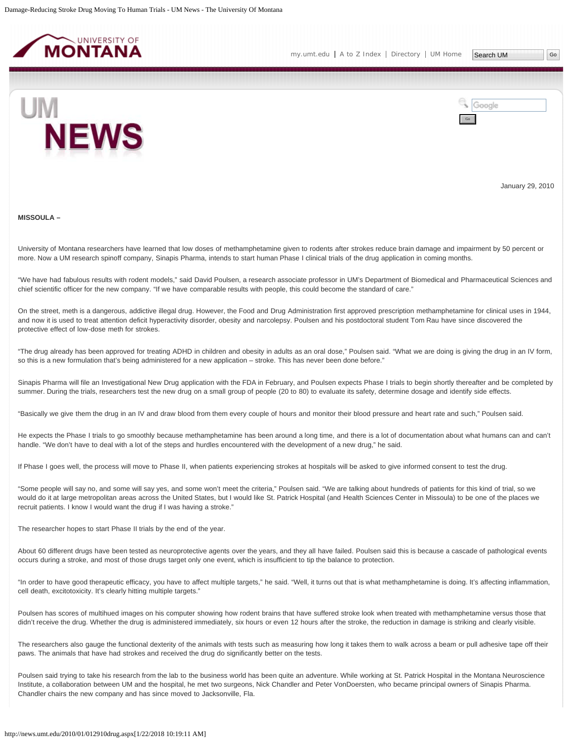January 29, 2010

**MISSOULA –**

University of Montana researchers have learned that low doses of methamphetamine given to rodents after strokes reduce brain damage and impairment by 50 percent or more. Now a UM research spinoff company, Sinapis Pharma, intends to start human Phase I clinical trials of the drug application in coming months.

“We have had fabulous results with rodent models,” said David Poulsen, a research associate professor in UM’s Department of Biomedical and Pharmaceutical Sciences and chief scientific officer for the new company. “If we have comparable results with people, this could become the standard of care.”

On the street, meth is a dangerous, addictive illegal drug. However, the Food and Drug Administration first approved prescription methamphetamine for clinical uses in 1944, and now it is used to treat attention deficit hyperactivity disorder, obesity and narcolepsy. Poulsen and his postdoctoral student Tom Rau have since discovered the protective effect of low-dose meth for strokes.

“The drug already has been approved for treating ADHD in children and obesity in adults as an oral dose,” Poulsen said. “What we are doing is giving the drug in an IV form, so this is a new formulation that’s being administered for a new application – stroke. This has never been done before.”

Sinapis Pharma will file an Investigational New Drug application with the FDA in February, and Poulsen expects Phase I trials to begin shortly thereafter and be completed by summer. During the trials, researchers test the new drug on a small group of people (20 to 80) to evaluate its safety, determine dosage and identify side effects.

“Basically we give them the drug in an IV and draw blood from them every couple of hours and monitor their blood pressure and heart rate and such,” Poulsen said.

He expects the Phase I trials to go smoothly because methamphetamine has been around a long time, and there is a lot of documentation about what humans can and can’t handle. “We don’t have to deal with a lot of the steps and hurdles encountered with the development of a new drug,” he said.

If Phase I goes well, the process will move to Phase II, when patients experiencing strokes at hospitals will be asked to give informed consent to test the drug.

“Some people will say no, and some will say yes, and some won’t meet the criteria,” Poulsen said. “We are talking about hundreds of patients for this kind of trial, so we would do it at large metropolitan areas across the United States, but I would like St. Patrick Hospital (and Health Sciences Center in Missoula) to be one of the places we recruit patients. I know I would want the drug if I was having a stroke.”

The researcher hopes to start Phase II trials by the end of the year.

About 60 different drugs have been tested as neuroprotective agents over the years, and they all have failed. Poulsen said this is because a cascade of pathological events occurs during a stroke, and most of those drugs target only one event, which is insufficient to tip the balance to protection.

“In order to have good therapeutic efficacy, you have to affect multiple targets,” he said. “Well, it turns out that is what methamphetamine is doing. It’s affecting inflammation, cell death, excitotoxicity. It’s clearly hitting multiple targets.”

Poulsen has scores of multihued images on his computer showing how rodent brains that have suffered stroke look when treated with methamphetamine versus those that didn’t receive the drug. Whether the drug is administered immediately, six hours or even 12 hours after the stroke, the reduction in damage is striking and clearly visible.

The researchers also gauge the functional dexterity of the animals with tests such as measuring how long it takes them to walk across a beam or pull adhesive tape off their paws. The animals that have had strokes and received the drug do significantly better on the tests.

Poulsen said trying to take his research from the lab to the business world has been quite an adventure. While working at St. Patrick Hospital in the Montana Neuroscience Institute, a collaboration between UM and the hospital, he met two surgeons, Nick Chandler and Peter VonDoersten, who became principal owners of Sinapis Pharma. Chandler chairs the new company and has since moved to Jacksonville, Fla.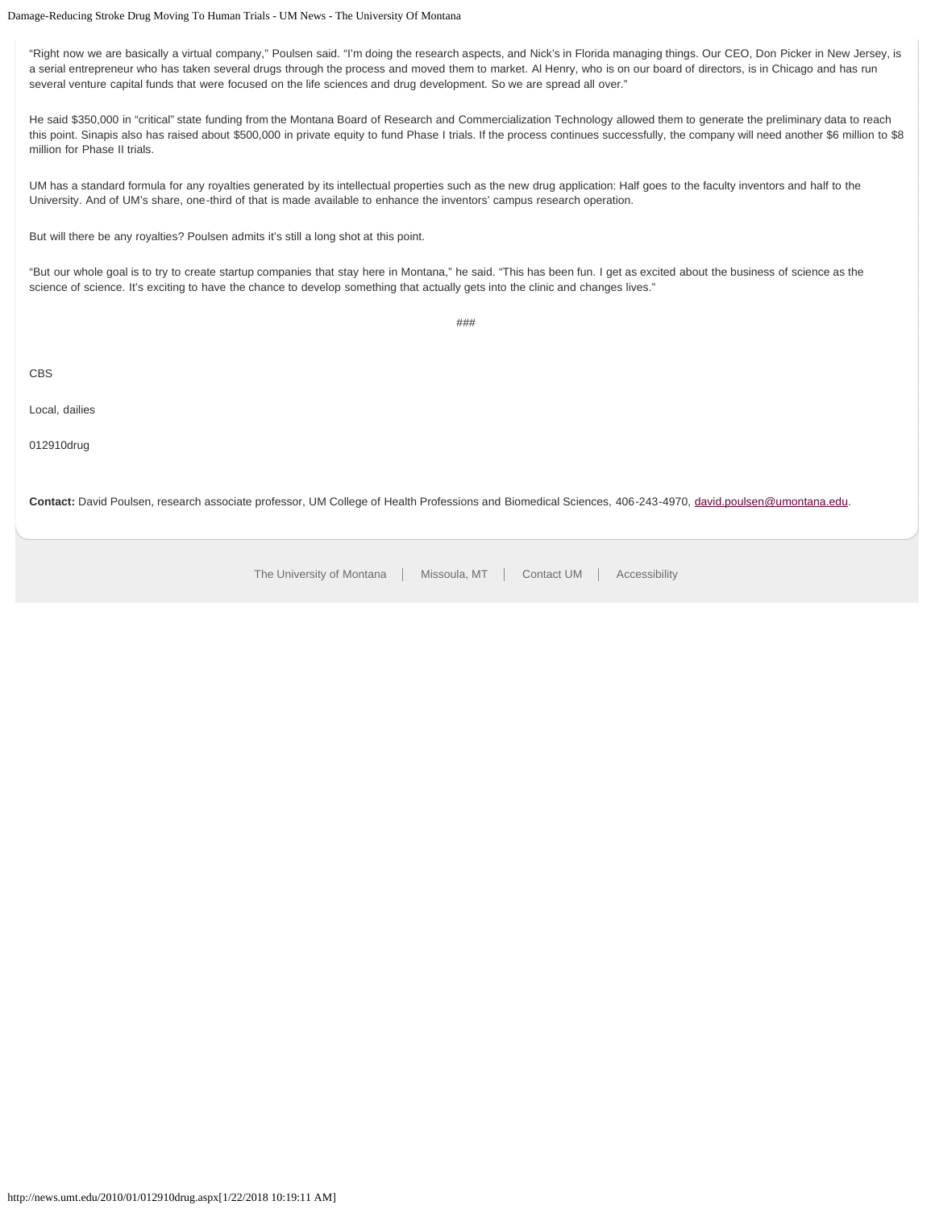"Right now we are basically a virtual company," Poulsen said. "I'm doing the research aspects, and Nick's in Florida managing things. Our CEO, Don Picker in New Jersey, is a serial entrepreneur who has taken several drugs through the process and moved them to market. Al Henry, who is on our board of directors, is in Chicago and has run several venture capital funds that were focused on the life sciences and drug development. So we are spread all over."

He said $350,000 in "critical" state funding from the Montana Board of Research and Commercialization Technology allowed them to generate the preliminary data to reach this point. Sinapis also has raised about $500,000 in private equity to fund Phase I trials. If the process continues successfully, the company will need another $6 million to $8 million for Phase II trials.

UM has a standard formula for any royalties generated by its intellectual properties such as the new drug application: Half goes to the faculty inventors and half to the University. And of UM's share, one-third of that is made available to enhance the inventors' campus research operation.

But will there be any royalties? Poulsen admits it's still a long shot at this point.

"But our whole goal is to try to create startup companies that stay here in Montana," he said. "This has been fun. I get as excited about the business of science as the science of science. It's exciting to have the chance to develop something that actually gets into the clinic and changes lives."

###

CBS

Local, dailies

012910drug

**Contact:** David Poulsen, research associate professor, UM College of Health Professions and Biomedical Sciences, 406-243-4970, david.poulsen@umontana.edu.

The University of Montana | Missoula, MT | Contact UM | Accessibility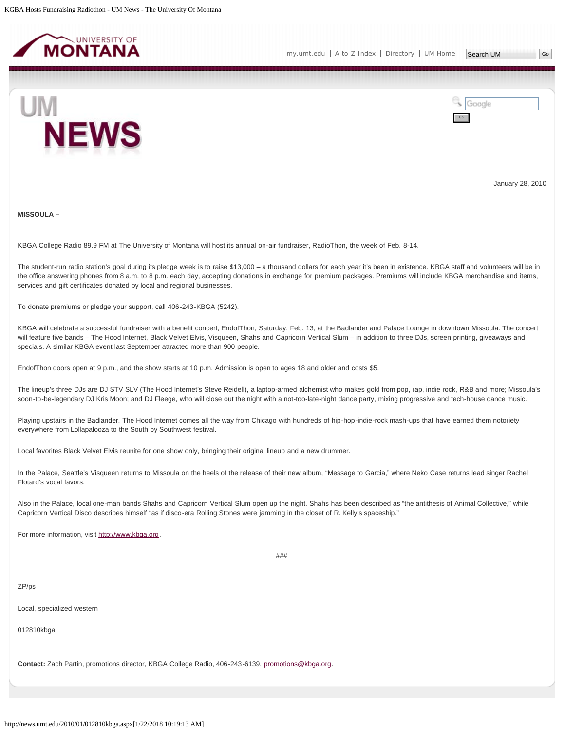January 28, 2010

**MISSOULA –**

KBGA College Radio 89.9 FM at The University of Montana will host its annual on-air fundraiser, RadioThon, the week of Feb. 8-14.

The student-run radio station's goal during its pledge week is to raise $13,000 – a thousand dollars for each year it's been in existence. KBGA staff and volunteers will be in the office answering phones from 8 a.m. to 8 p.m. each day, accepting donations in exchange for premium packages. Premiums will include KBGA merchandise and items, services and gift certificates donated by local and regional businesses.

To donate premiums or pledge your support, call 406-243-KBGA (5242).

KBGA will celebrate a successful fundraiser with a benefit concert, EndofThon, Saturday, Feb. 13, at the Badlander and Palace Lounge in downtown Missoula. The concert will feature five bands – The Hood Internet, Black Velvet Elvis, Visqueen, Shahs and Capricorn Vertical Slum – in addition to three DJs, screen printing, giveaways and specials. A similar KBGA event last September attracted more than 900 people.

EndofThon doors open at 9 p.m., and the show starts at 10 p.m. Admission is open to ages 18 and older and costs $5.

The lineup's three DJs are DJ STV SLV (The Hood Internet's Steve Reidell), a laptop-armed alchemist who makes gold from pop, rap, indie rock, R&B and more; Missoula's soon-to-be-legendary DJ Kris Moon; and DJ Fleege, who will close out the night with a not-too-late-night dance party, mixing progressive and tech-house dance music.

Playing upstairs in the Badlander, The Hood Internet comes all the way from Chicago with hundreds of hip-hop-indie-rock mash-ups that have earned them notoriety everywhere from Lollapalooza to the South by Southwest festival.

Local favorites Black Velvet Elvis reunite for one show only, bringing their original lineup and a new drummer.

In the Palace, Seattle's Visqueen returns to Missoula on the heels of the release of their new album, "Message to Garcia," where Neko Case returns lead singer Rachel Flotard's vocal favors.

Also in the Palace, local one-man bands Shahs and Capricorn Vertical Slum open up the night. Shahs has been described as "the antithesis of Animal Collective," while Capricorn Vertical Disco describes himself "as if disco-era Rolling Stones were jamming in the closet of R. Kelly's spaceship."

For more information, visit http://www.kbga.org.

###

ZP/ps

Local, specialized western

012810kbga

**Contact:** Zach Partin, promotions director, KBGA College Radio, 406-243-6139, promotions@kbga.org.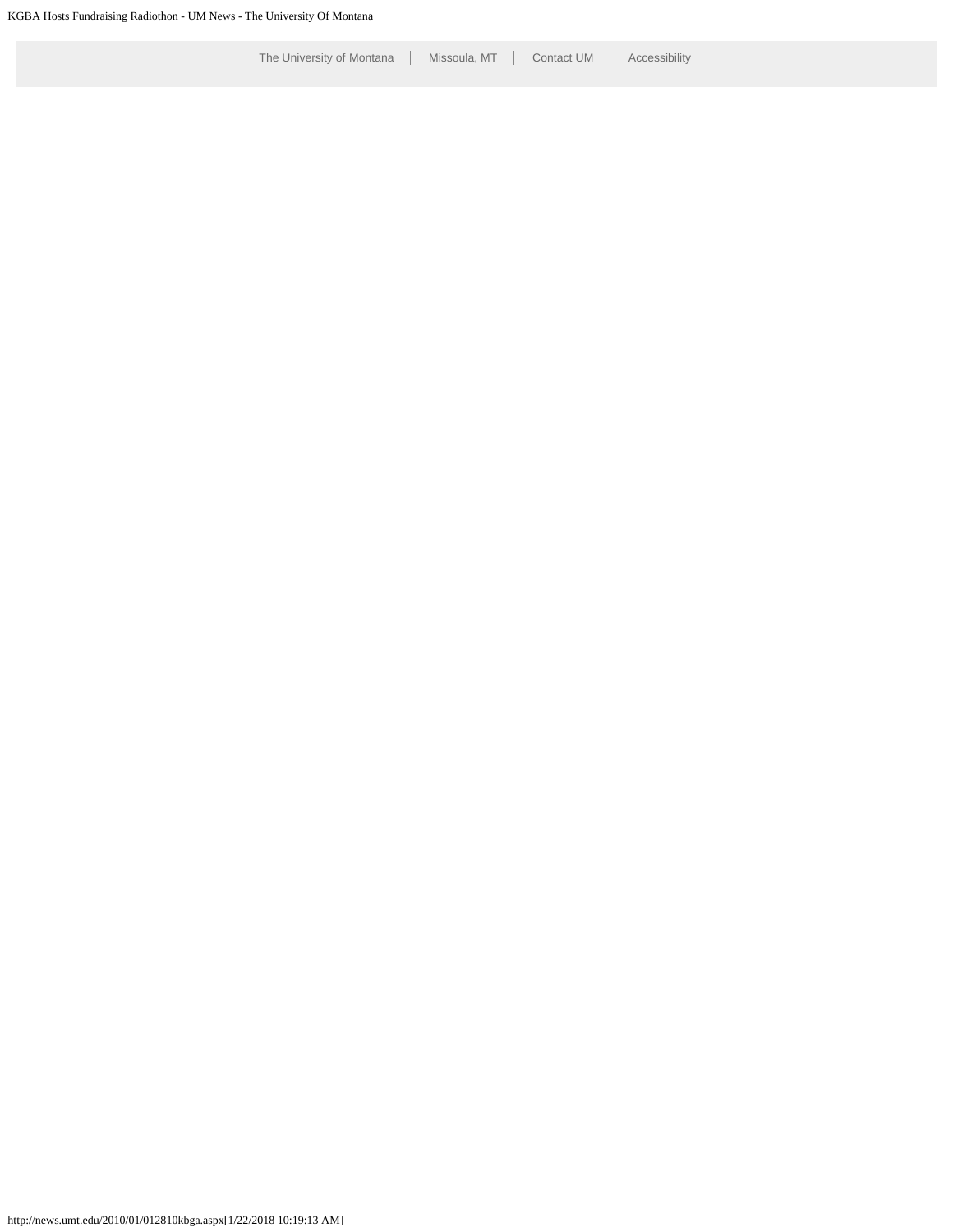The University of Montana | Missoula, MT | Contact UM | Accessibility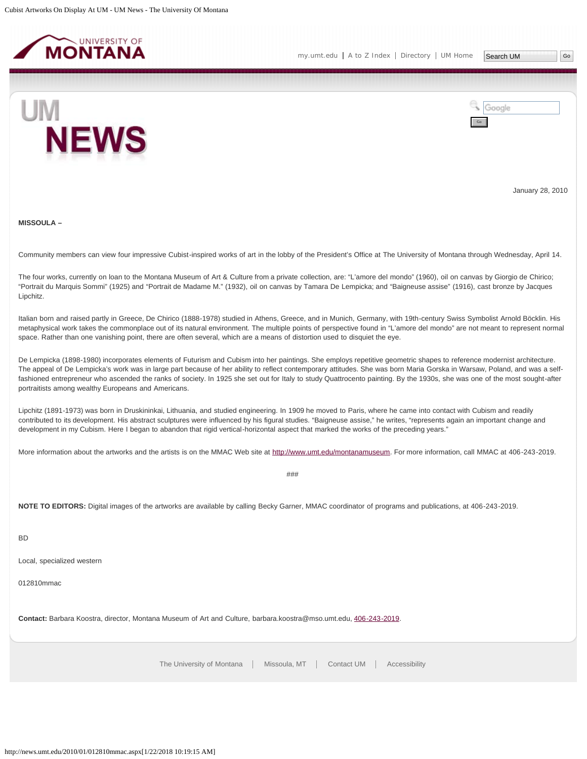January 28, 2010

**MISSOULA –**

Community members can view four impressive Cubist-inspired works of art in the lobby of the President's Office at The University of Montana through Wednesday, April 14.

The four works, currently on loan to the Montana Museum of Art & Culture from a private collection, are: "L'amore del mondo" (1960), oil on canvas by Giorgio de Chirico; "Portrait du Marquis Sommi" (1925) and "Portrait de Madame M." (1932), oil on canvas by Tamara De Lempicka; and "Baigneuse assise" (1916), cast bronze by Jacques Lipchitz.

Italian born and raised partly in Greece, De Chirico (1888-1978) studied in Athens, Greece, and in Munich, Germany, with 19th-century Swiss Symbolist Arnold Böcklin. His metaphysical work takes the commonplace out of its natural environment. The multiple points of perspective found in "L'amore del mondo" are not meant to represent normal space. Rather than one vanishing point, there are often several, which are a means of distortion used to disquiet the eye.

De Lempicka (1898-1980) incorporates elements of Futurism and Cubism into her paintings. She employs repetitive geometric shapes to reference modernist architecture. The appeal of De Lempicka's work was in large part because of her ability to reflect contemporary attitudes. She was born Maria Gorska in Warsaw, Poland, and was a self-fashioned entrepreneur who ascended the ranks of society. In 1925 she set out for Italy to study Quattrocento painting. By the 1930s, she was one of the most sought-after portraitists among wealthy Europeans and Americans.

Lipchitz (1891-1973) was born in Druskininkai, Lithuania, and studied engineering. In 1909 he moved to Paris, where he came into contact with Cubism and readily contributed to its development. His abstract sculptures were influenced by his figural studies. "Baigneuse assise," he writes, "represents again an important change and development in my Cubism. Here I began to abandon that rigid vertical-horizontal aspect that marked the works of the preceding years."

More information about the artworks and the artists is on the MMAC Web site at http://www.umt.edu/montanamuseum. For more information, call MMAC at 406-243-2019.

###

**NOTE TO EDITORS:** Digital images of the artworks are available by calling Becky Garner, MMAC coordinator of programs and publications, at 406-243-2019.

BD

Local, specialized western

012810mmac

**Contact:** Barbara Koostra, director, Montana Museum of Art and Culture, barbara.koostra@mso.umt.edu, 406-243-2019.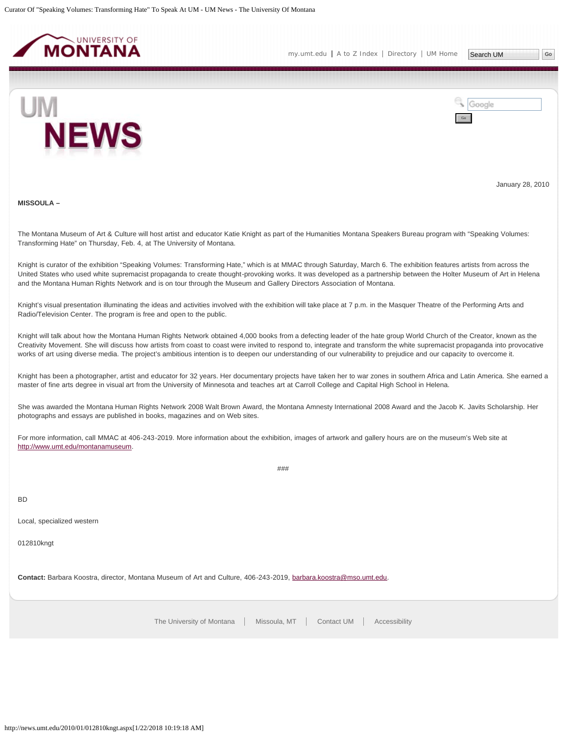January 28, 2010

**MISSOULA –**

The Montana Museum of Art & Culture will host artist and educator Katie Knight as part of the Humanities Montana Speakers Bureau program with "Speaking Volumes: Transforming Hate" on Thursday, Feb. 4, at The University of Montana.

Knight is curator of the exhibition "Speaking Volumes: Transforming Hate," which is at MMAC through Saturday, March 6. The exhibition features artists from across the United States who used white supremacist propaganda to create thought-provoking works. It was developed as a partnership between the Holter Museum of Art in Helena and the Montana Human Rights Network and is on tour through the Museum and Gallery Directors Association of Montana.

Knight's visual presentation illuminating the ideas and activities involved with the exhibition will take place at 7 p.m. in the Masquer Theatre of the Performing Arts and Radio/Television Center. The program is free and open to the public.

Knight will talk about how the Montana Human Rights Network obtained 4,000 books from a defecting leader of the hate group World Church of the Creator, known as the Creativity Movement. She will discuss how artists from coast to coast were invited to respond to, integrate and transform the white supremacist propaganda into provocative works of art using diverse media. The project's ambitious intention is to deepen our understanding of our vulnerability to prejudice and our capacity to overcome it.

Knight has been a photographer, artist and educator for 32 years. Her documentary projects have taken her to war zones in southern Africa and Latin America. She earned a master of fine arts degree in visual art from the University of Minnesota and teaches art at Carroll College and Capital High School in Helena.

She was awarded the Montana Human Rights Network 2008 Walt Brown Award, the Montana Amnesty International 2008 Award and the Jacob K. Javits Scholarship. Her photographs and essays are published in books, magazines and on Web sites.

For more information, call MMAC at 406-243-2019. More information about the exhibition, images of artwork and gallery hours are on the museum's Web site at http://www.umt.edu/montanamuseum.

###

BD

Local, specialized western

012810kngt

**Contact:** Barbara Koostra, director, Montana Museum of Art and Culture, 406-243-2019, barbara.koostra@mso.umt.edu.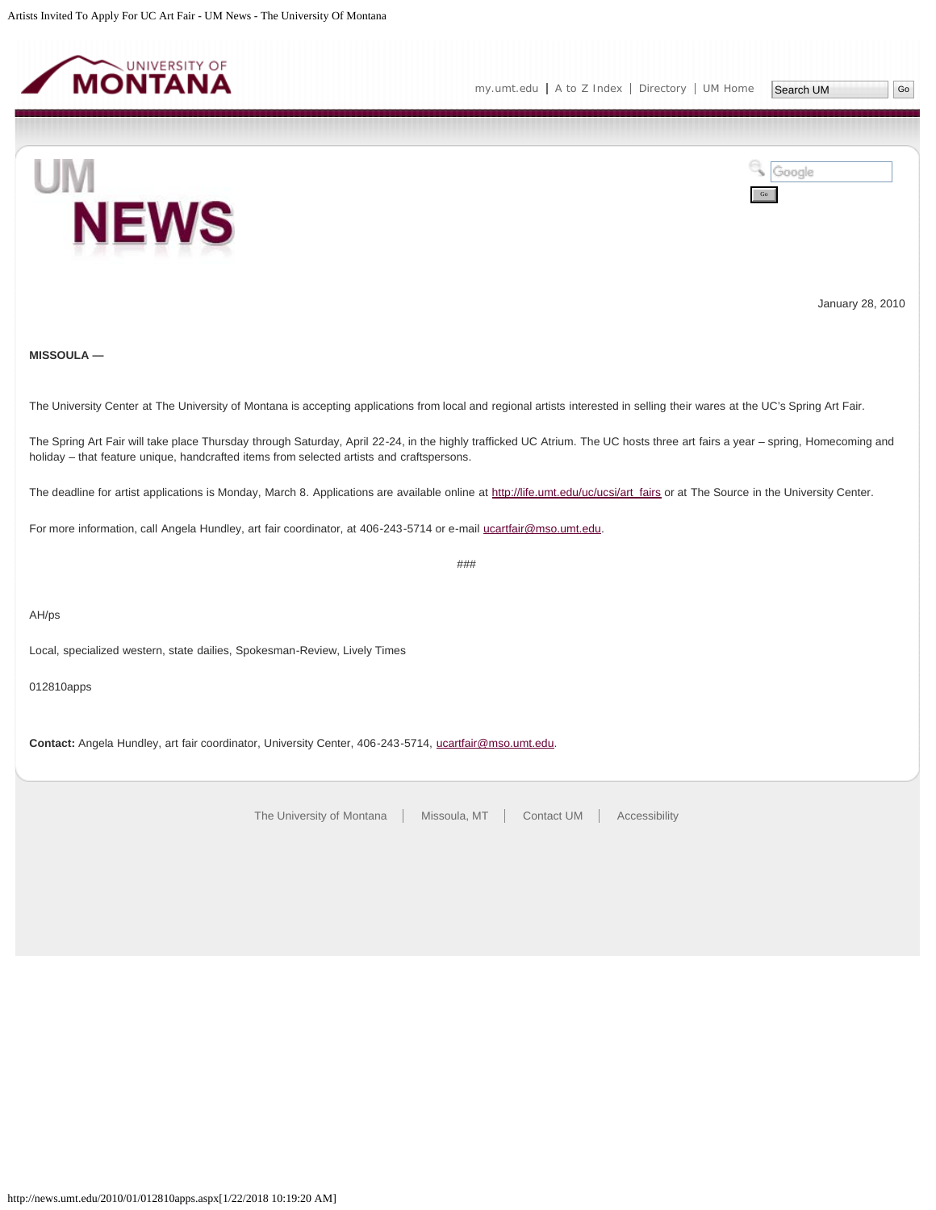January 28, 2010

**MISSOULA —**

The University Center at The University of Montana is accepting applications from local and regional artists interested in selling their wares at the UC's Spring Art Fair.

The Spring Art Fair will take place Thursday through Saturday, April 22-24, in the highly trafficked UC Atrium. The UC hosts three art fairs a year – spring, Homecoming and holiday – that feature unique, handcrafted items from selected artists and craftspersons.

The deadline for artist applications is Monday, March 8. Applications are available online at http://life.umt.edu/uc/ucsi/art_fairs or at The Source in the University Center.

For more information, call Angela Hundley, art fair coordinator, at 406-243-5714 or e-mail ucartfair@mso.umt.edu.

###

AH/ps

Local, specialized western, state dailies, Spokesman-Review, Lively Times

012810apps

**Contact:** Angela Hundley, art fair coordinator, University Center, 406-243-5714, ucartfair@mso.umt.edu.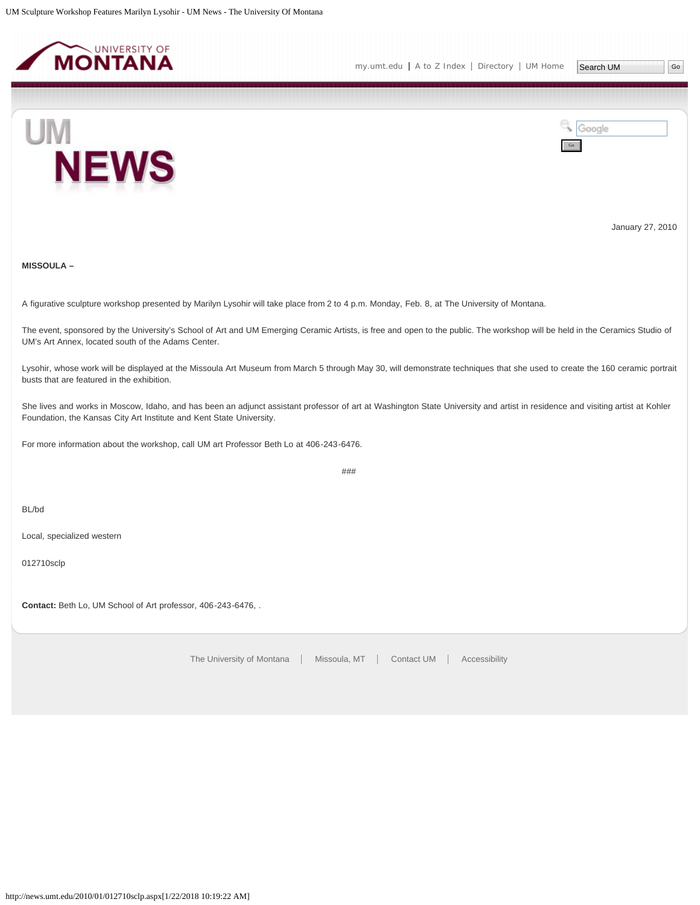January 27, 2010

**MISSOULA –**

A figurative sculpture workshop presented by Marilyn Lysohir will take place from 2 to 4 p.m. Monday, Feb. 8, at The University of Montana.

The event, sponsored by the University's School of Art and UM Emerging Ceramic Artists, is free and open to the public. The workshop will be held in the Ceramics Studio of UM's Art Annex, located south of the Adams Center.

Lysohir, whose work will be displayed at the Missoula Art Museum from March 5 through May 30, will demonstrate techniques that she used to create the 160 ceramic portrait busts that are featured in the exhibition.

She lives and works in Moscow, Idaho, and has been an adjunct assistant professor of art at Washington State University and artist in residence and visiting artist at Kohler Foundation, the Kansas City Art Institute and Kent State University.

For more information about the workshop, call UM art Professor Beth Lo at 406-243-6476.

###

BL/bd

Local, specialized western

012710sclp

**Contact:** Beth Lo, UM School of Art professor, 406-243-6476, .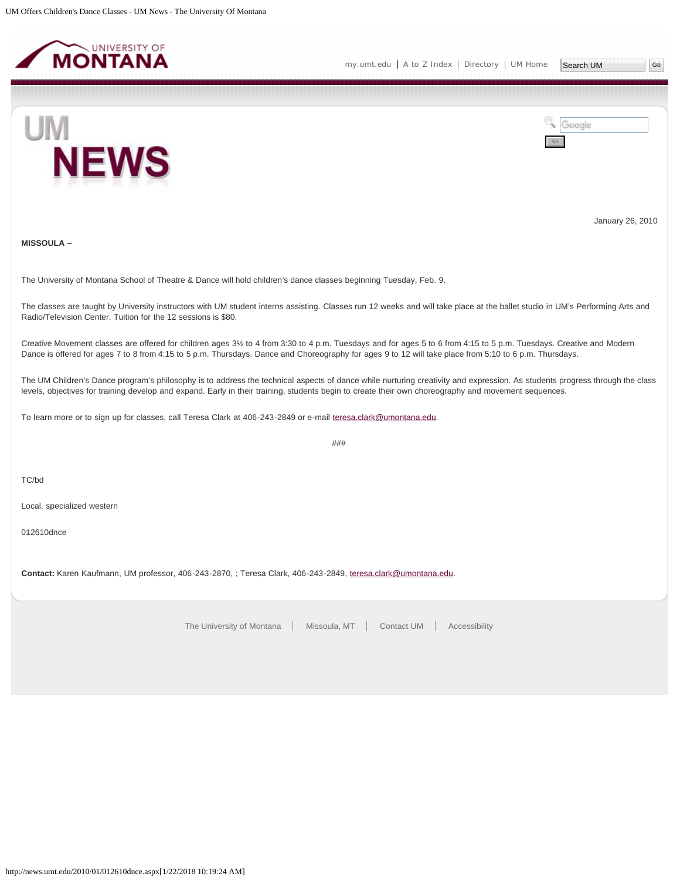January 26, 2010

**MISSOULA –**

The University of Montana School of Theatre & Dance will hold children's dance classes beginning Tuesday, Feb. 9.

The classes are taught by University instructors with UM student interns assisting. Classes run 12 weeks and will take place at the ballet studio in UM's Performing Arts and Radio/Television Center. Tuition for the 12 sessions is $80.

Creative Movement classes are offered for children ages 3½ to 4 from 3:30 to 4 p.m. Tuesdays and for ages 5 to 6 from 4:15 to 5 p.m. Tuesdays. Creative and Modern Dance is offered for ages 7 to 8 from 4:15 to 5 p.m. Thursdays. Dance and Choreography for ages 9 to 12 will take place from 5:10 to 6 p.m. Thursdays.

The UM Children's Dance program's philosophy is to address the technical aspects of dance while nurturing creativity and expression. As students progress through the class levels, objectives for training develop and expand. Early in their training, students begin to create their own choreography and movement sequences.

To learn more or to sign up for classes, call Teresa Clark at 406-243-2849 or e-mail teresa.clark@umontana.edu.

###

TC/bd

Local, specialized western

012610dnce

**Contact:** Karen Kaufmann, UM professor, 406-243-2870, ; Teresa Clark, 406-243-2849, teresa.clark@umontana.edu.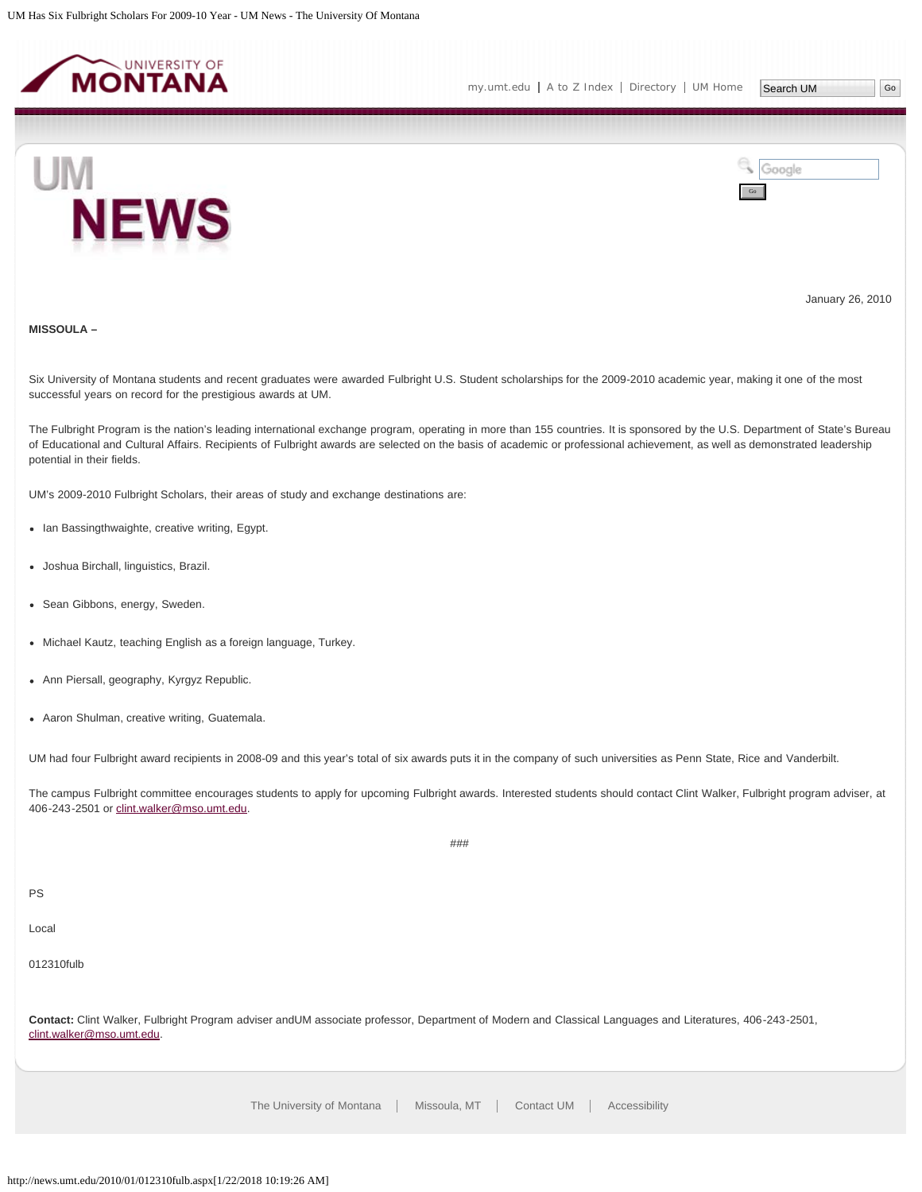January 26, 2010

**MISSOULA –**

Six University of Montana students and recent graduates were awarded Fulbright U.S. Student scholarships for the 2009-2010 academic year, making it one of the most successful years on record for the prestigious awards at UM.

The Fulbright Program is the nation's leading international exchange program, operating in more than 155 countries. It is sponsored by the U.S. Department of State's Bureau of Educational and Cultural Affairs. Recipients of Fulbright awards are selected on the basis of academic or professional achievement, as well as demonstrated leadership potential in their fields.

UM's 2009-2010 Fulbright Scholars, their areas of study and exchange destinations are:

- Ian Bassingthwaighte, creative writing, Egypt.
- Joshua Birchall, linguistics, Brazil.
- Sean Gibbons, energy, Sweden.
- Michael Kautz, teaching English as a foreign language, Turkey.
- Ann Piersall, geography, Kyrgyz Republic.
- Aaron Shulman, creative writing, Guatemala.

UM had four Fulbright award recipients in 2008-09 and this year's total of six awards puts it in the company of such universities as Penn State, Rice and Vanderbilt.

The campus Fulbright committee encourages students to apply for upcoming Fulbright awards. Interested students should contact Clint Walker, Fulbright program adviser, at 406-243-2501 or clint.walker@mso.umt.edu.

###

PS

Local

012310fulb

**Contact:** Clint Walker, Fulbright Program adviser andUM associate professor, Department of Modern and Classical Languages and Literatures, 406-243-2501, clint.walker@mso.umt.edu.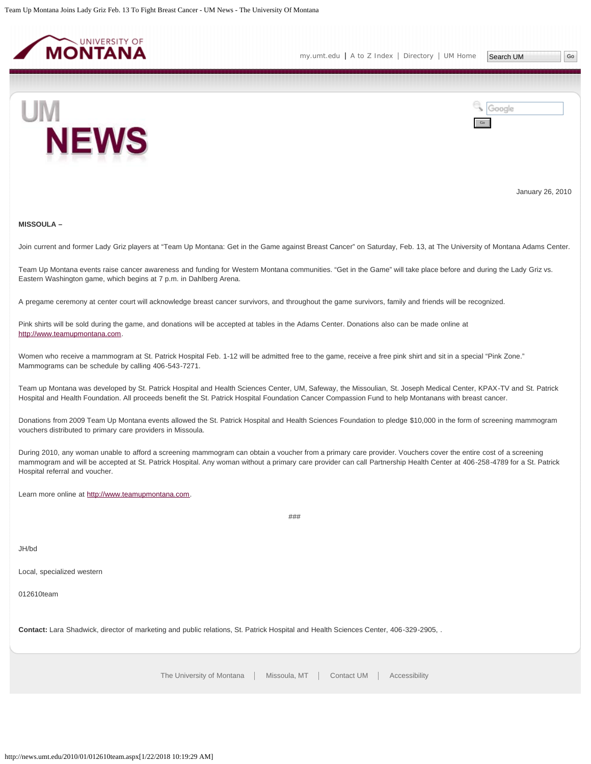January 26, 2010

**MISSOULA –**

Join current and former Lady Griz players at “Team Up Montana: Get in the Game against Breast Cancer” on Saturday, Feb. 13, at The University of Montana Adams Center.

Team Up Montana events raise cancer awareness and funding for Western Montana communities. “Get in the Game” will take place before and during the Lady Griz vs. Eastern Washington game, which begins at 7 p.m. in Dahlberg Arena.

A pregame ceremony at center court will acknowledge breast cancer survivors, and throughout the game survivors, family and friends will be recognized.

Pink shirts will be sold during the game, and donations will be accepted at tables in the Adams Center. Donations also can be made online at http://www.teamupmontana.com.

Women who receive a mammogram at St. Patrick Hospital Feb. 1-12 will be admitted free to the game, receive a free pink shirt and sit in a special “Pink Zone.” Mammograms can be schedule by calling 406-543-7271.

Team up Montana was developed by St. Patrick Hospital and Health Sciences Center, UM, Safeway, the Missoulian, St. Joseph Medical Center, KPAX-TV and St. Patrick Hospital and Health Foundation. All proceeds benefit the St. Patrick Hospital Foundation Cancer Compassion Fund to help Montanans with breast cancer.

Donations from 2009 Team Up Montana events allowed the St. Patrick Hospital and Health Sciences Foundation to pledge $10,000 in the form of screening mammogram vouchers distributed to primary care providers in Missoula.

During 2010, any woman unable to afford a screening mammogram can obtain a voucher from a primary care provider. Vouchers cover the entire cost of a screening mammogram and will be accepted at St. Patrick Hospital. Any woman without a primary care provider can call Partnership Health Center at 406-258-4789 for a St. Patrick Hospital referral and voucher.

Learn more online at http://www.teamupmontana.com.

###

JH/bd

Local, specialized western

012610team

**Contact:** Lara Shadwick, director of marketing and public relations, St. Patrick Hospital and Health Sciences Center, 406-329-2905, .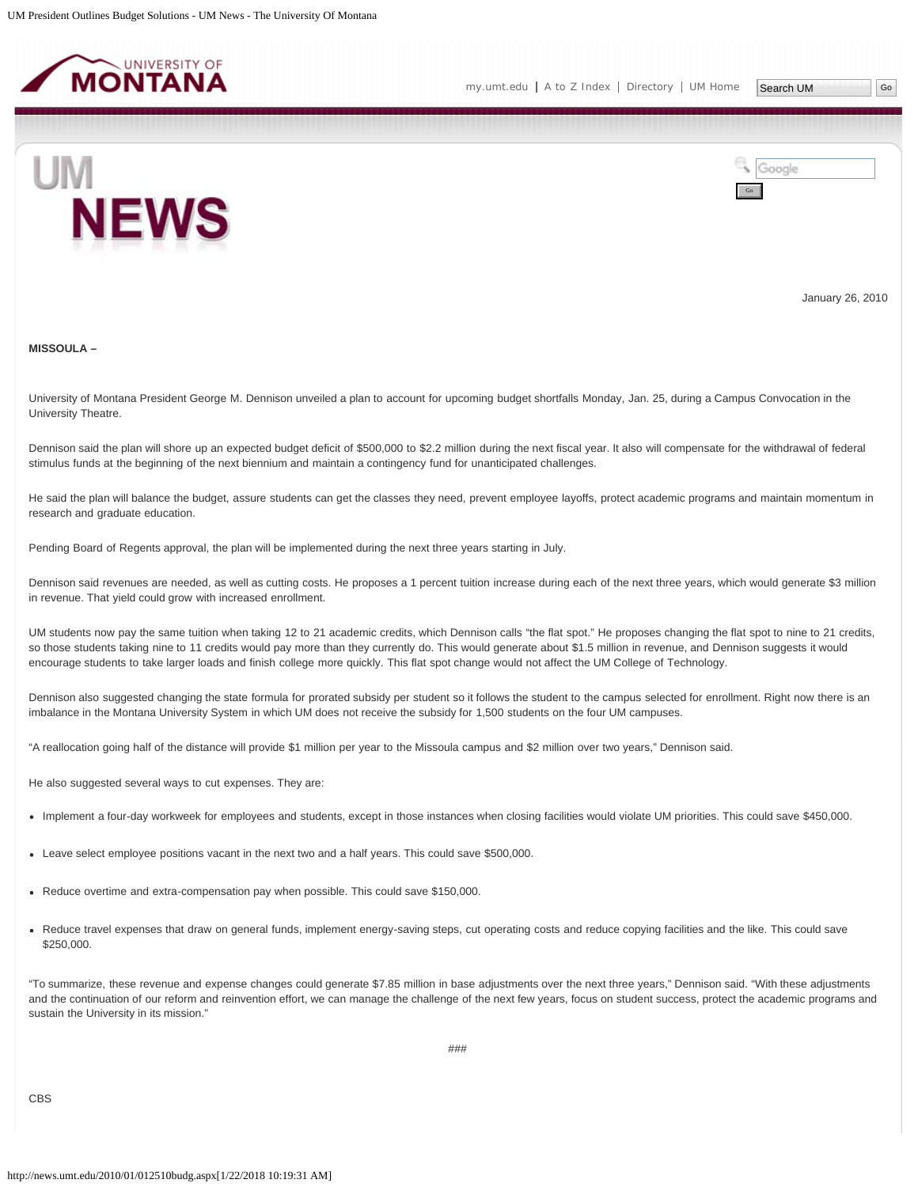January 26, 2010

**MISSOULA –**

University of Montana President George M. Dennison unveiled a plan to account for upcoming budget shortfalls Monday, Jan. 25, during a Campus Convocation in the University Theatre.

Dennison said the plan will shore up an expected budget deficit of $500,000 to $2.2 million during the next fiscal year. It also will compensate for the withdrawal of federal stimulus funds at the beginning of the next biennium and maintain a contingency fund for unanticipated challenges.

He said the plan will balance the budget, assure students can get the classes they need, prevent employee layoffs, protect academic programs and maintain momentum in research and graduate education.

Pending Board of Regents approval, the plan will be implemented during the next three years starting in July.

Dennison said revenues are needed, as well as cutting costs. He proposes a 1 percent tuition increase during each of the next three years, which would generate $3 million in revenue. That yield could grow with increased enrollment.

UM students now pay the same tuition when taking 12 to 21 academic credits, which Dennison calls "the flat spot." He proposes changing the flat spot to nine to 21 credits, so those students taking nine to 11 credits would pay more than they currently do. This would generate about $1.5 million in revenue, and Dennison suggests it would encourage students to take larger loads and finish college more quickly. This flat spot change would not affect the UM College of Technology.

Dennison also suggested changing the state formula for prorated subsidy per student so it follows the student to the campus selected for enrollment. Right now there is an imbalance in the Montana University System in which UM does not receive the subsidy for 1,500 students on the four UM campuses.

"A reallocation going half of the distance will provide $1 million per year to the Missoula campus and $2 million over two years," Dennison said.

He also suggested several ways to cut expenses. They are:

- Implement a four-day workweek for employees and students, except in those instances when closing facilities would violate UM priorities. This could save $450,000.
- Leave select employee positions vacant in the next two and a half years. This could save $500,000.
- Reduce overtime and extra-compensation pay when possible. This could save $150,000.
- Reduce travel expenses that draw on general funds, implement energy-saving steps, cut operating costs and reduce copying facilities and the like. This could save $250,000.

"To summarize, these revenue and expense changes could generate $7.85 million in base adjustments over the next three years," Dennison said. "With these adjustments and the continuation of our reform and reinvention effort, we can manage the challenge of the next few years, focus on student success, protect the academic programs and sustain the University in its mission."

###

CBS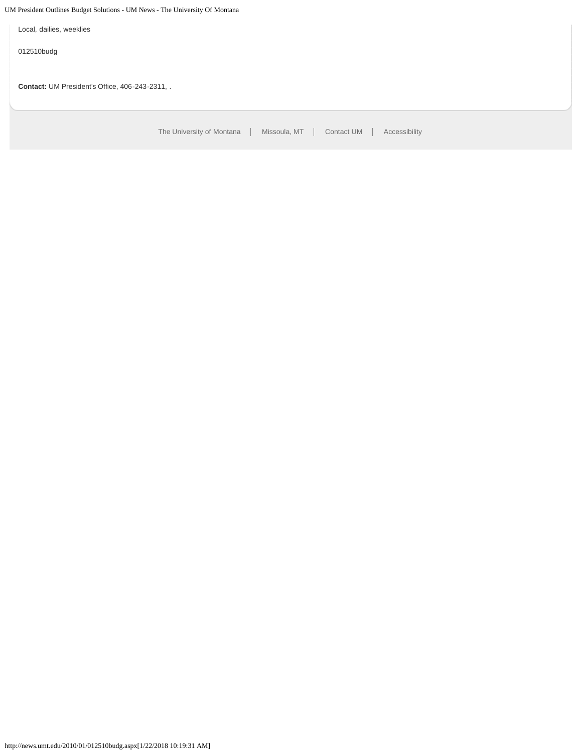Local, dailies, weeklies

012510budg

**Contact:** UM President's Office, 406-243-2311, .

The University of Montana | Missoula, MT | Contact UM | Accessibility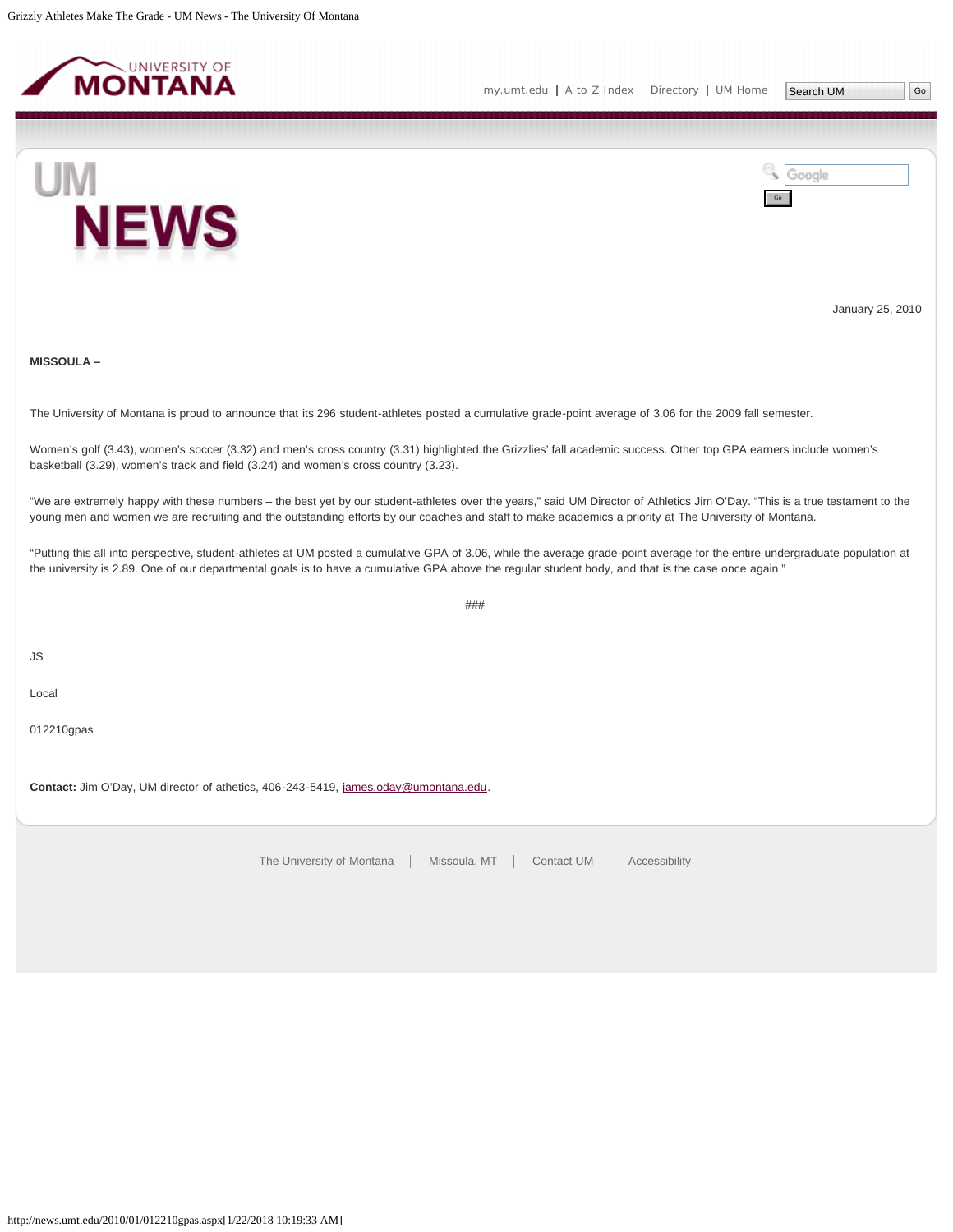January 25, 2010

**MISSOULA –**

The University of Montana is proud to announce that its 296 student-athletes posted a cumulative grade-point average of 3.06 for the 2009 fall semester.

Women's golf (3.43), women's soccer (3.32) and men's cross country (3.31) highlighted the Grizzlies' fall academic success. Other top GPA earners include women's basketball (3.29), women's track and field (3.24) and women's cross country (3.23).

"We are extremely happy with these numbers – the best yet by our student-athletes over the years," said UM Director of Athletics Jim O'Day. "This is a true testament to the young men and women we are recruiting and the outstanding efforts by our coaches and staff to make academics a priority at The University of Montana.

"Putting this all into perspective, student-athletes at UM posted a cumulative GPA of 3.06, while the average grade-point average for the entire undergraduate population at the university is 2.89. One of our departmental goals is to have a cumulative GPA above the regular student body, and that is the case once again."

###

JS

Local

012210gpas

**Contact:** Jim O'Day, UM director of athetics, 406-243-5419, james.oday@umontana.edu.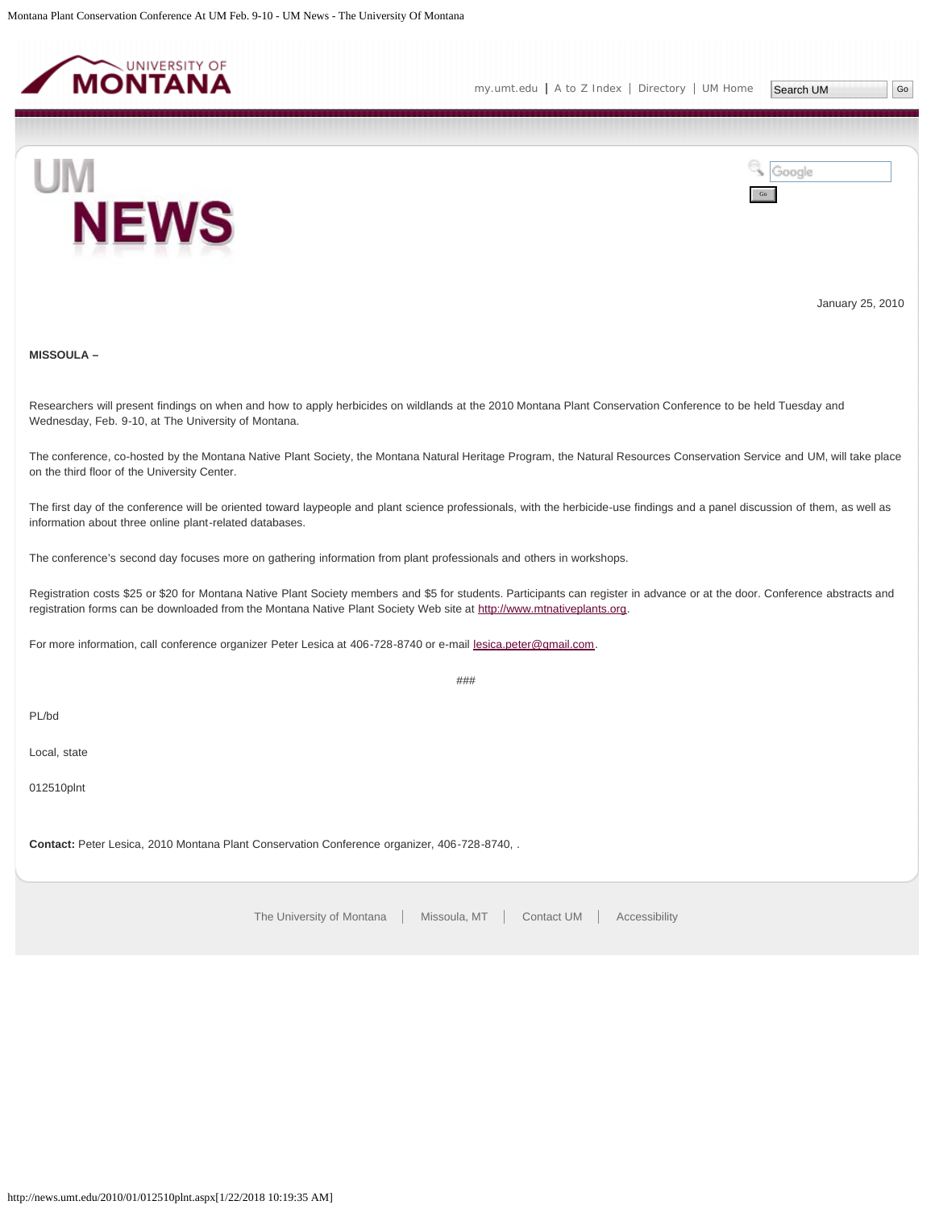January 25, 2010

**MISSOULA –**

Researchers will present findings on when and how to apply herbicides on wildlands at the 2010 Montana Plant Conservation Conference to be held Tuesday and Wednesday, Feb. 9-10, at The University of Montana.

The conference, co-hosted by the Montana Native Plant Society, the Montana Natural Heritage Program, the Natural Resources Conservation Service and UM, will take place on the third floor of the University Center.

The first day of the conference will be oriented toward laypeople and plant science professionals, with the herbicide-use findings and a panel discussion of them, as well as information about three online plant-related databases.

The conference's second day focuses more on gathering information from plant professionals and others in workshops.

Registration costs $25 or $20 for Montana Native Plant Society members and $5 for students. Participants can register in advance or at the door. Conference abstracts and registration forms can be downloaded from the Montana Native Plant Society Web site at http://www.mtnativeplants.org.

For more information, call conference organizer Peter Lesica at 406-728-8740 or e-mail lesica.peter@gmail.com.

###

PL/bd

Local, state

012510plnt

**Contact:** Peter Lesica, 2010 Montana Plant Conservation Conference organizer, 406-728-8740, .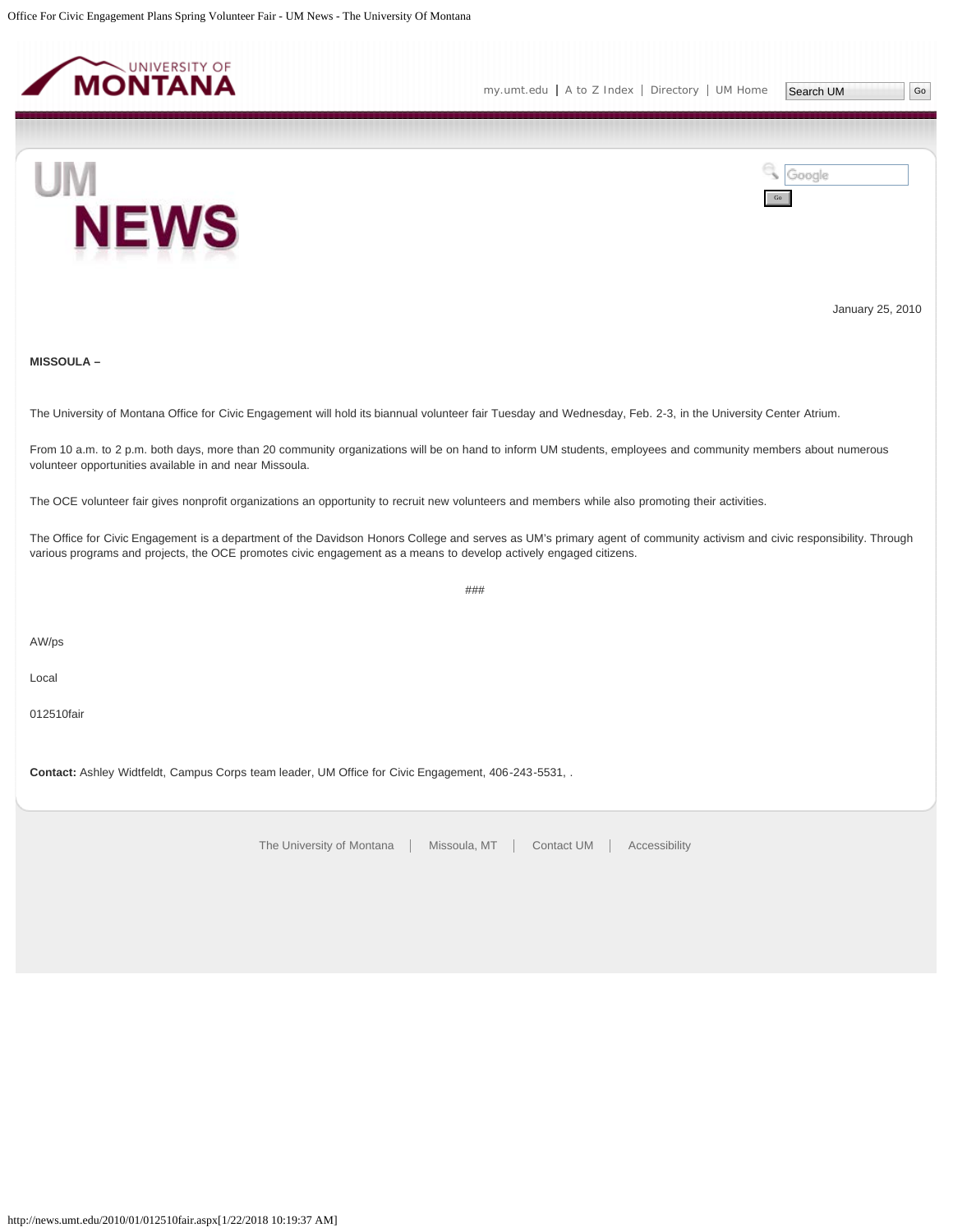January 25, 2010

**MISSOULA –**

The University of Montana Office for Civic Engagement will hold its biannual volunteer fair Tuesday and Wednesday, Feb. 2-3, in the University Center Atrium.

From 10 a.m. to 2 p.m. both days, more than 20 community organizations will be on hand to inform UM students, employees and community members about numerous volunteer opportunities available in and near Missoula.

The OCE volunteer fair gives nonprofit organizations an opportunity to recruit new volunteers and members while also promoting their activities.

The Office for Civic Engagement is a department of the Davidson Honors College and serves as UM's primary agent of community activism and civic responsibility. Through various programs and projects, the OCE promotes civic engagement as a means to develop actively engaged citizens.

###

AW/ps

Local

012510fair

**Contact:** Ashley Widtfeldt, Campus Corps team leader, UM Office for Civic Engagement, 406-243-5531, .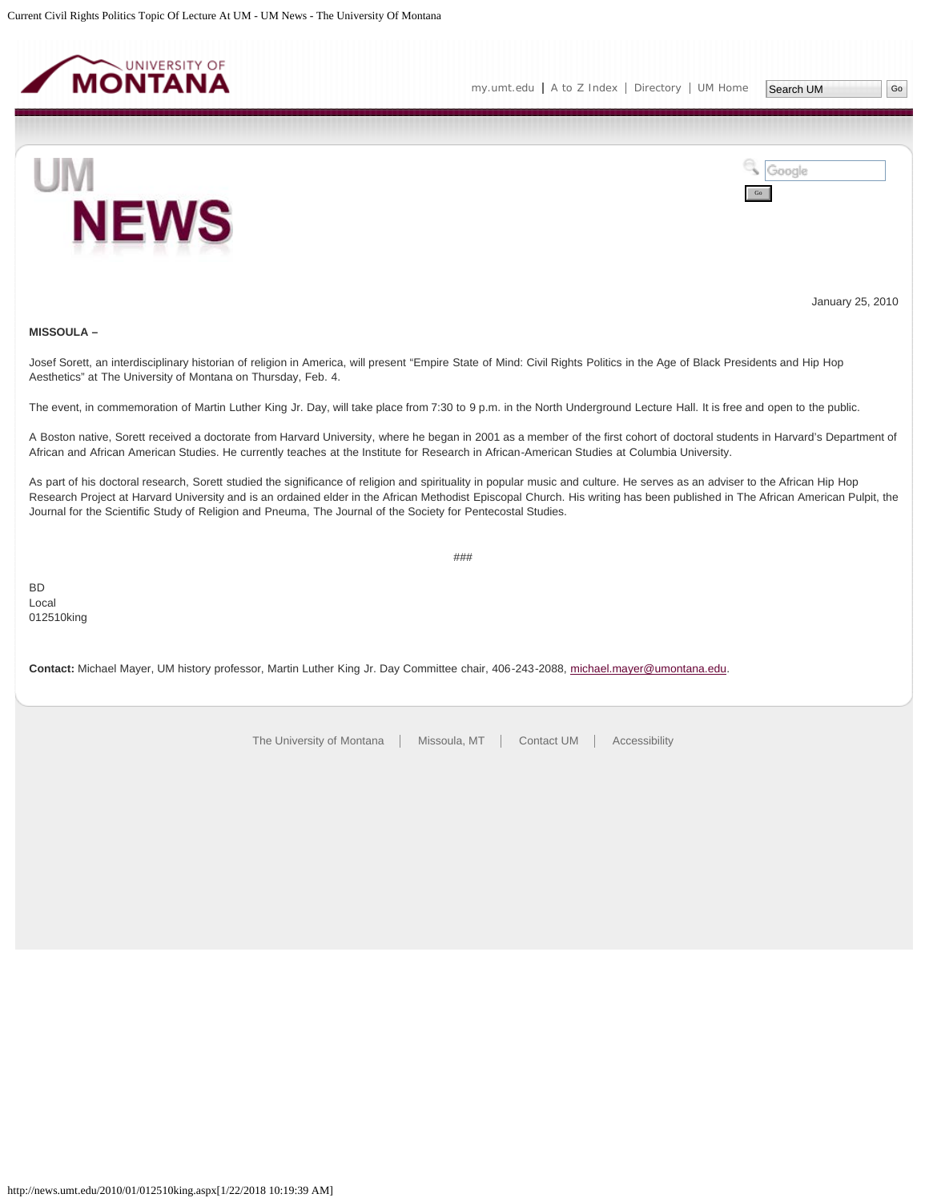January 25, 2010

**MISSOULA –**

Josef Sorett, an interdisciplinary historian of religion in America, will present “Empire State of Mind: Civil Rights Politics in the Age of Black Presidents and Hip Hop Aesthetics” at The University of Montana on Thursday, Feb. 4.

The event, in commemoration of Martin Luther King Jr. Day, will take place from 7:30 to 9 p.m. in the North Underground Lecture Hall. It is free and open to the public.

A Boston native, Sorett received a doctorate from Harvard University, where he began in 2001 as a member of the first cohort of doctoral students in Harvard’s Department of African and African American Studies. He currently teaches at the Institute for Research in African-American Studies at Columbia University.

As part of his doctoral research, Sorett studied the significance of religion and spirituality in popular music and culture. He serves as an adviser to the African Hip Hop Research Project at Harvard University and is an ordained elder in the African Methodist Episcopal Church. His writing has been published in The African American Pulpit, the Journal for the Scientific Study of Religion and Pneuma, The Journal of the Society for Pentecostal Studies.

###

BD
Local
012510king

**Contact:** Michael Mayer, UM history professor, Martin Luther King Jr. Day Committee chair, 406-243-2088, michael.mayer@umontana.edu.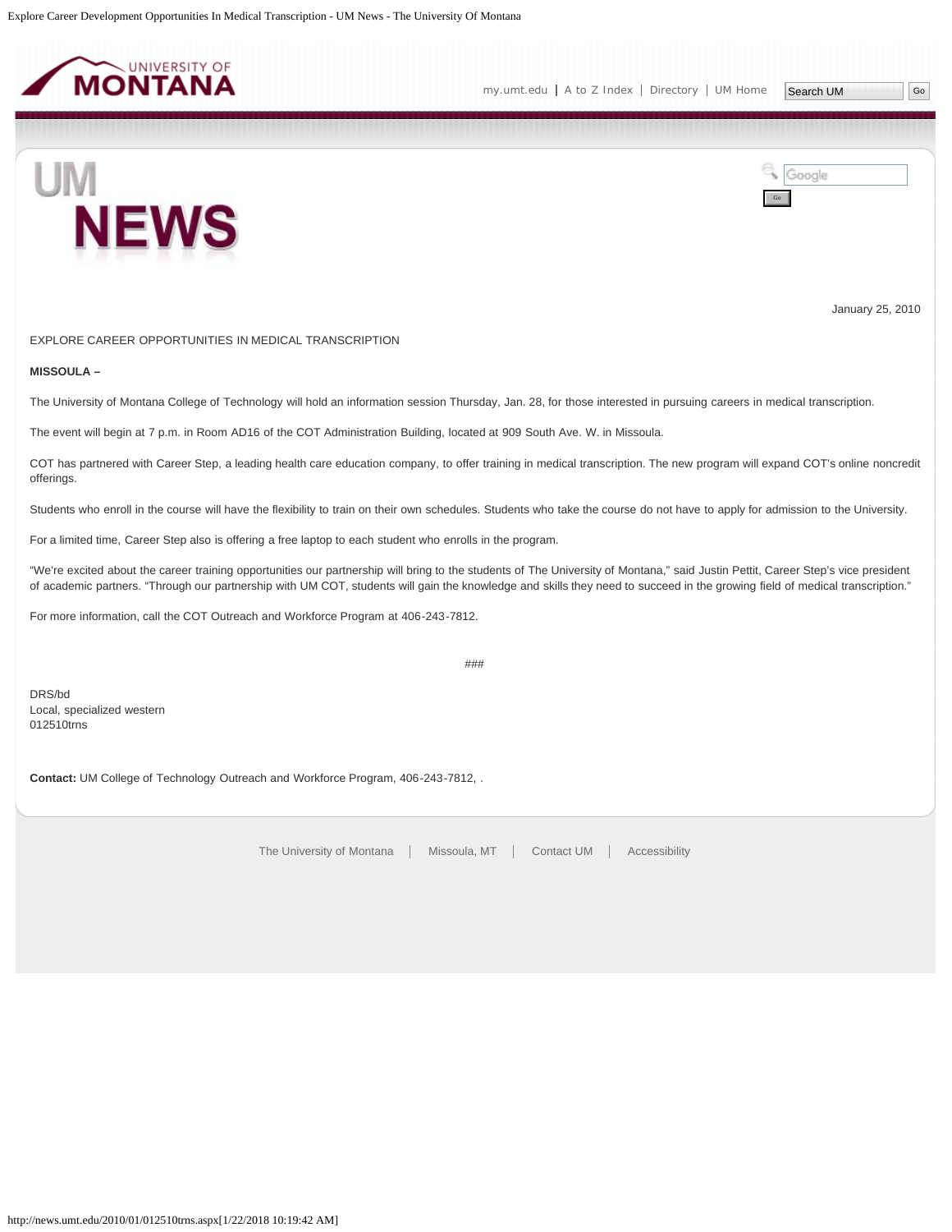January 25, 2010

EXPLORE CAREER OPPORTUNITIES IN MEDICAL TRANSCRIPTION

**MISSOULA –**

The University of Montana College of Technology will hold an information session Thursday, Jan. 28, for those interested in pursuing careers in medical transcription.

The event will begin at 7 p.m. in Room AD16 of the COT Administration Building, located at 909 South Ave. W. in Missoula.

COT has partnered with Career Step, a leading health care education company, to offer training in medical transcription. The new program will expand COT's online noncredit offerings.

Students who enroll in the course will have the flexibility to train on their own schedules. Students who take the course do not have to apply for admission to the University.

For a limited time, Career Step also is offering a free laptop to each student who enrolls in the program.

"We're excited about the career training opportunities our partnership will bring to the students of The University of Montana," said Justin Pettit, Career Step's vice president of academic partners. "Through our partnership with UM COT, students will gain the knowledge and skills they need to succeed in the growing field of medical transcription."

For more information, call the COT Outreach and Workforce Program at 406-243-7812.

###

DRS/bd
Local, specialized western
012510trns

**Contact:** UM College of Technology Outreach and Workforce Program, 406-243-7812, .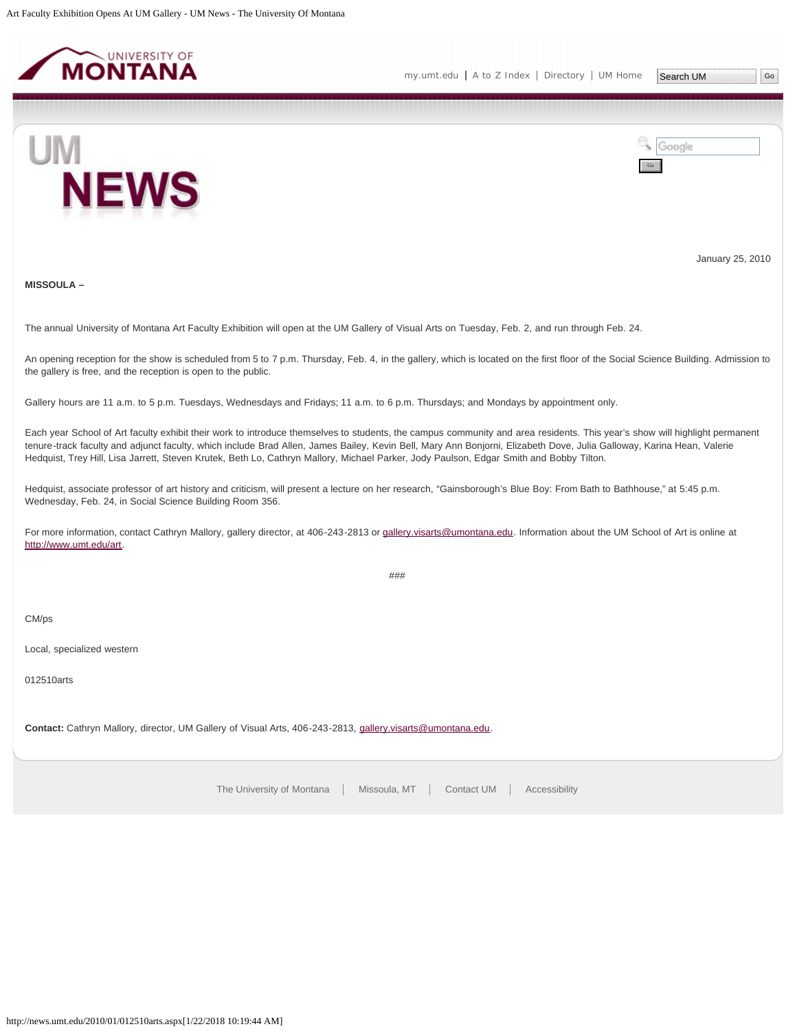January 25, 2010

**MISSOULA –**

The annual University of Montana Art Faculty Exhibition will open at the UM Gallery of Visual Arts on Tuesday, Feb. 2, and run through Feb. 24.

An opening reception for the show is scheduled from 5 to 7 p.m. Thursday, Feb. 4, in the gallery, which is located on the first floor of the Social Science Building. Admission to the gallery is free, and the reception is open to the public.

Gallery hours are 11 a.m. to 5 p.m. Tuesdays, Wednesdays and Fridays; 11 a.m. to 6 p.m. Thursdays; and Mondays by appointment only.

Each year School of Art faculty exhibit their work to introduce themselves to students, the campus community and area residents. This year's show will highlight permanent tenure-track faculty and adjunct faculty, which include Brad Allen, James Bailey, Kevin Bell, Mary Ann Bonjorni, Elizabeth Dove, Julia Galloway, Karina Hean, Valerie Hedquist, Trey Hill, Lisa Jarrett, Steven Krutek, Beth Lo, Cathryn Mallory, Michael Parker, Jody Paulson, Edgar Smith and Bobby Tilton.

Hedquist, associate professor of art history and criticism, will present a lecture on her research, "Gainsborough's Blue Boy: From Bath to Bathhouse," at 5:45 p.m. Wednesday, Feb. 24, in Social Science Building Room 356.

For more information, contact Cathryn Mallory, gallery director, at 406-243-2813 or gallery.visarts@umontana.edu. Information about the UM School of Art is online at http://www.umt.edu/art.

###

CM/ps

Local, specialized western

012510arts

**Contact:** Cathryn Mallory, director, UM Gallery of Visual Arts, 406-243-2813, gallery.visarts@umontana.edu.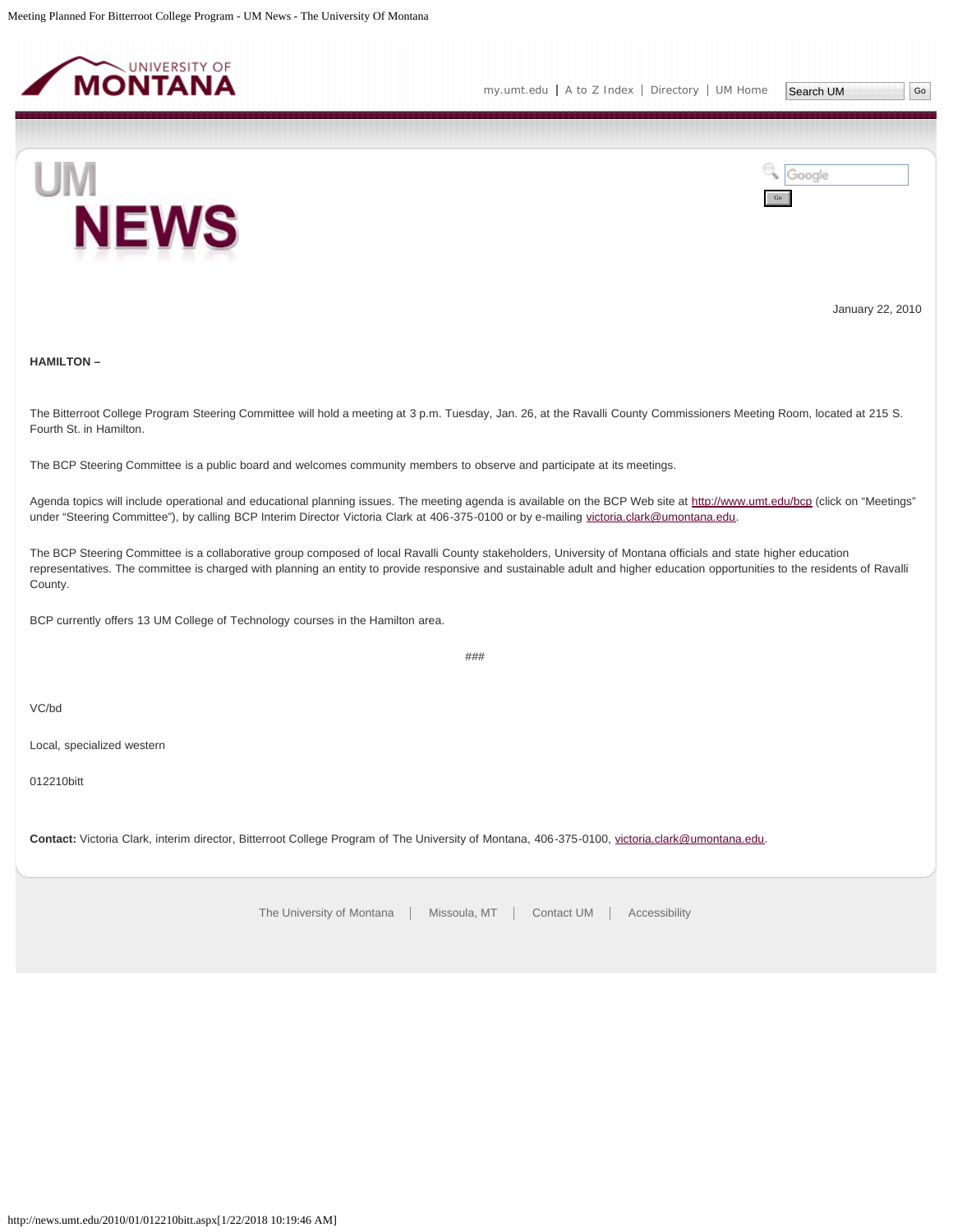January 22, 2010

**HAMILTON –**

The Bitterroot College Program Steering Committee will hold a meeting at 3 p.m. Tuesday, Jan. 26, at the Ravalli County Commissioners Meeting Room, located at 215 S. Fourth St. in Hamilton.

The BCP Steering Committee is a public board and welcomes community members to observe and participate at its meetings.

Agenda topics will include operational and educational planning issues. The meeting agenda is available on the BCP Web site at http://www.umt.edu/bcp (click on "Meetings" under "Steering Committee"), by calling BCP Interim Director Victoria Clark at 406-375-0100 or by e-mailing victoria.clark@umontana.edu.

The BCP Steering Committee is a collaborative group composed of local Ravalli County stakeholders, University of Montana officials and state higher education representatives. The committee is charged with planning an entity to provide responsive and sustainable adult and higher education opportunities to the residents of Ravalli County.

BCP currently offers 13 UM College of Technology courses in the Hamilton area.

###

VC/bd

Local, specialized western

012210bitt

**Contact:** Victoria Clark, interim director, Bitterroot College Program of The University of Montana, 406-375-0100, victoria.clark@umontana.edu.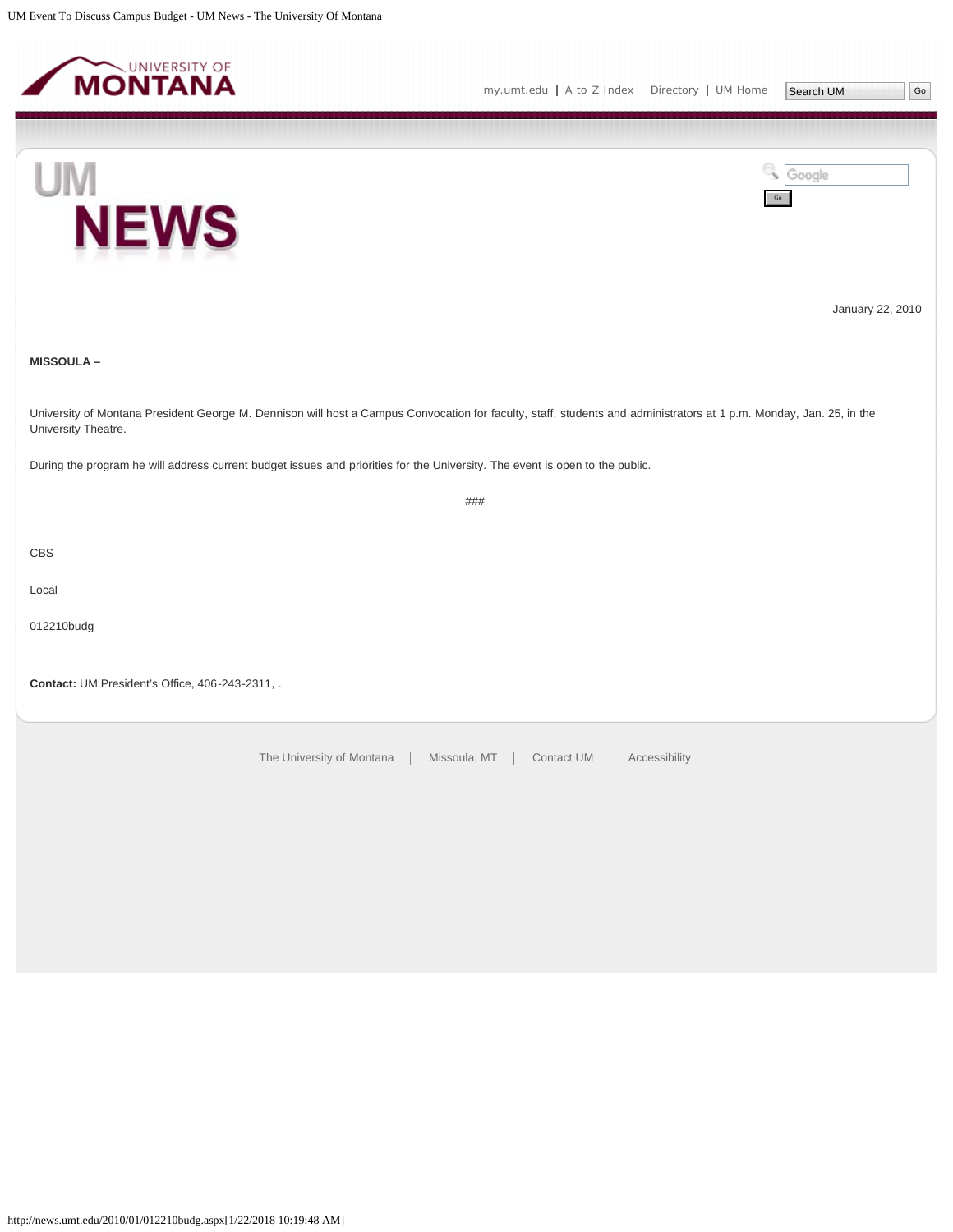January 22, 2010

**MISSOULA –**

University of Montana President George M. Dennison will host a Campus Convocation for faculty, staff, students and administrators at 1 p.m. Monday, Jan. 25, in the University Theatre.

During the program he will address current budget issues and priorities for the University. The event is open to the public.

###

CBS

Local

012210budg

**Contact:** UM President's Office, 406-243-2311, .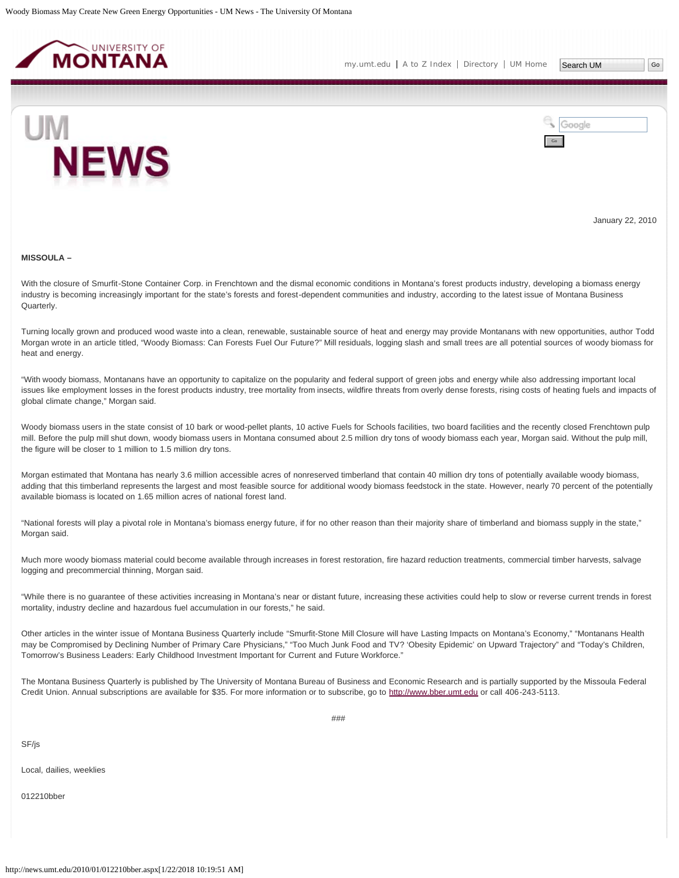January 22, 2010

**MISSOULA –**

With the closure of Smurfit-Stone Container Corp. in Frenchtown and the dismal economic conditions in Montana's forest products industry, developing a biomass energy industry is becoming increasingly important for the state's forests and forest-dependent communities and industry, according to the latest issue of Montana Business Quarterly.

Turning locally grown and produced wood waste into a clean, renewable, sustainable source of heat and energy may provide Montanans with new opportunities, author Todd Morgan wrote in an article titled, "Woody Biomass: Can Forests Fuel Our Future?" Mill residuals, logging slash and small trees are all potential sources of woody biomass for heat and energy.

"With woody biomass, Montanans have an opportunity to capitalize on the popularity and federal support of green jobs and energy while also addressing important local issues like employment losses in the forest products industry, tree mortality from insects, wildfire threats from overly dense forests, rising costs of heating fuels and impacts of global climate change," Morgan said.

Woody biomass users in the state consist of 10 bark or wood-pellet plants, 10 active Fuels for Schools facilities, two board facilities and the recently closed Frenchtown pulp mill. Before the pulp mill shut down, woody biomass users in Montana consumed about 2.5 million dry tons of woody biomass each year, Morgan said. Without the pulp mill, the figure will be closer to 1 million to 1.5 million dry tons.

Morgan estimated that Montana has nearly 3.6 million accessible acres of nonreserved timberland that contain 40 million dry tons of potentially available woody biomass, adding that this timberland represents the largest and most feasible source for additional woody biomass feedstock in the state. However, nearly 70 percent of the potentially available biomass is located on 1.65 million acres of national forest land.

"National forests will play a pivotal role in Montana's biomass energy future, if for no other reason than their majority share of timberland and biomass supply in the state," Morgan said.

Much more woody biomass material could become available through increases in forest restoration, fire hazard reduction treatments, commercial timber harvests, salvage logging and precommercial thinning, Morgan said.

"While there is no guarantee of these activities increasing in Montana's near or distant future, increasing these activities could help to slow or reverse current trends in forest mortality, industry decline and hazardous fuel accumulation in our forests," he said.

Other articles in the winter issue of Montana Business Quarterly include "Smurfit-Stone Mill Closure will have Lasting Impacts on Montana's Economy," "Montanans Health may be Compromised by Declining Number of Primary Care Physicians," "Too Much Junk Food and TV? 'Obesity Epidemic' on Upward Trajectory" and "Today's Children, Tomorrow's Business Leaders: Early Childhood Investment Important for Current and Future Workforce."

The Montana Business Quarterly is published by The University of Montana Bureau of Business and Economic Research and is partially supported by the Missoula Federal Credit Union. Annual subscriptions are available for $35. For more information or to subscribe, go to http://www.bber.umt.edu or call 406-243-5113.

###

SF/js

Local, dailies, weeklies

012210bber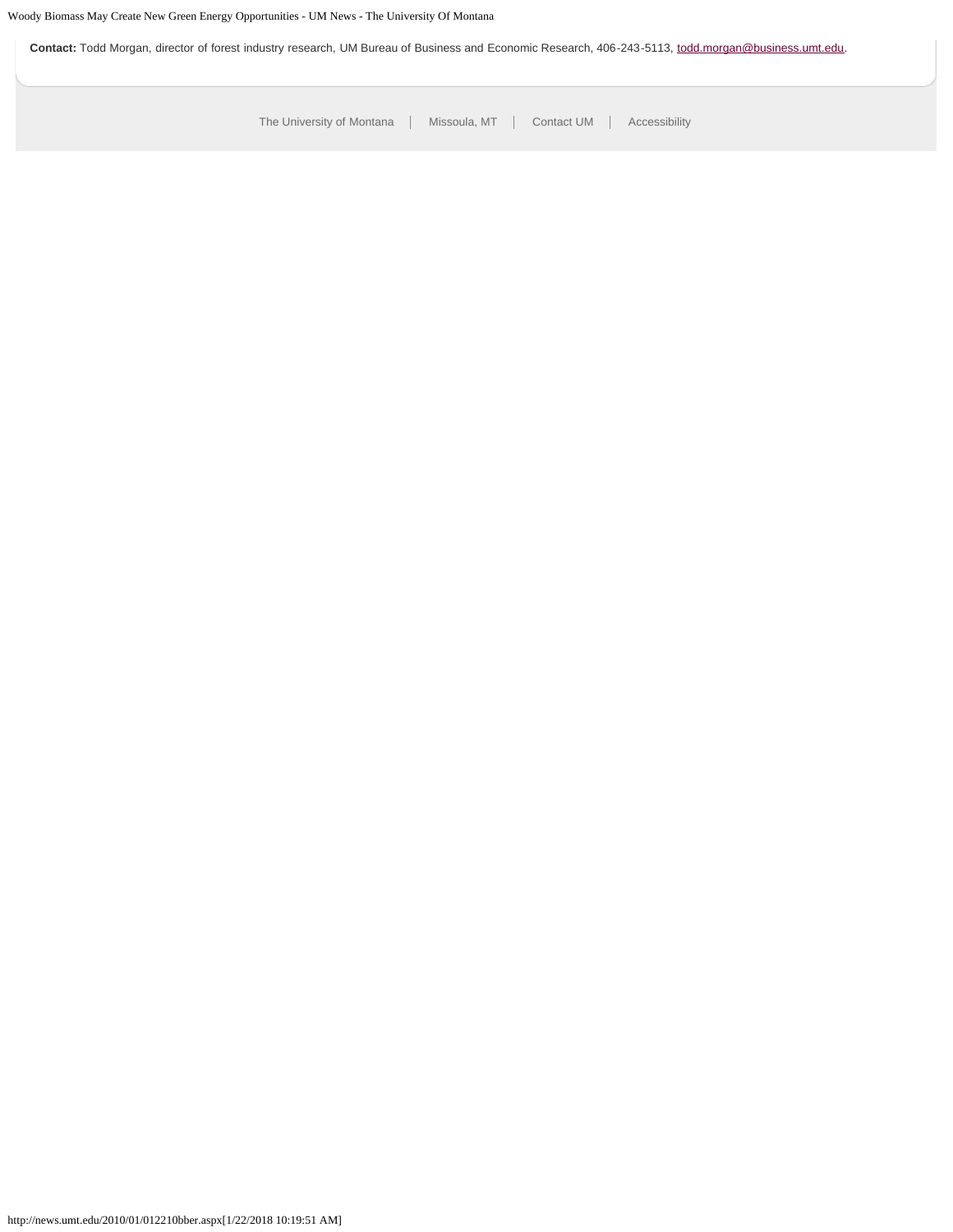**Contact:** Todd Morgan, director of forest industry research, UM Bureau of Business and Economic Research, 406-243-5113, todd.morgan@business.umt.edu.

The University of Montana | Missoula, MT | Contact UM | Accessibility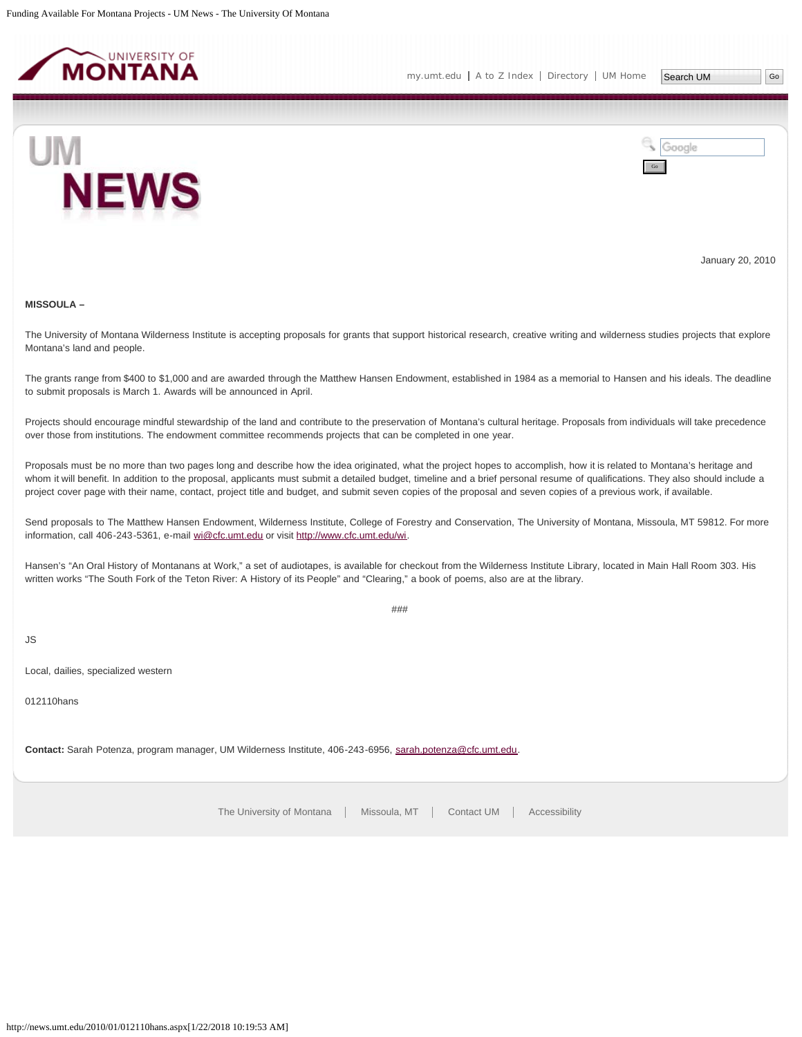January 20, 2010

**MISSOULA –**

The University of Montana Wilderness Institute is accepting proposals for grants that support historical research, creative writing and wilderness studies projects that explore Montana's land and people.

The grants range from $400 to $1,000 and are awarded through the Matthew Hansen Endowment, established in 1984 as a memorial to Hansen and his ideals. The deadline to submit proposals is March 1. Awards will be announced in April.

Projects should encourage mindful stewardship of the land and contribute to the preservation of Montana's cultural heritage. Proposals from individuals will take precedence over those from institutions. The endowment committee recommends projects that can be completed in one year.

Proposals must be no more than two pages long and describe how the idea originated, what the project hopes to accomplish, how it is related to Montana's heritage and whom it will benefit. In addition to the proposal, applicants must submit a detailed budget, timeline and a brief personal resume of qualifications. They also should include a project cover page with their name, contact, project title and budget, and submit seven copies of the proposal and seven copies of a previous work, if available.

Send proposals to The Matthew Hansen Endowment, Wilderness Institute, College of Forestry and Conservation, The University of Montana, Missoula, MT 59812. For more information, call 406-243-5361, e-mail wi@cfc.umt.edu or visit http://www.cfc.umt.edu/wi.

Hansen's "An Oral History of Montanans at Work," a set of audiotapes, is available for checkout from the Wilderness Institute Library, located in Main Hall Room 303. His written works "The South Fork of the Teton River: A History of its People" and "Clearing," a book of poems, also are at the library.

###

JS

Local, dailies, specialized western

012110hans

**Contact:** Sarah Potenza, program manager, UM Wilderness Institute, 406-243-6956, sarah.potenza@cfc.umt.edu.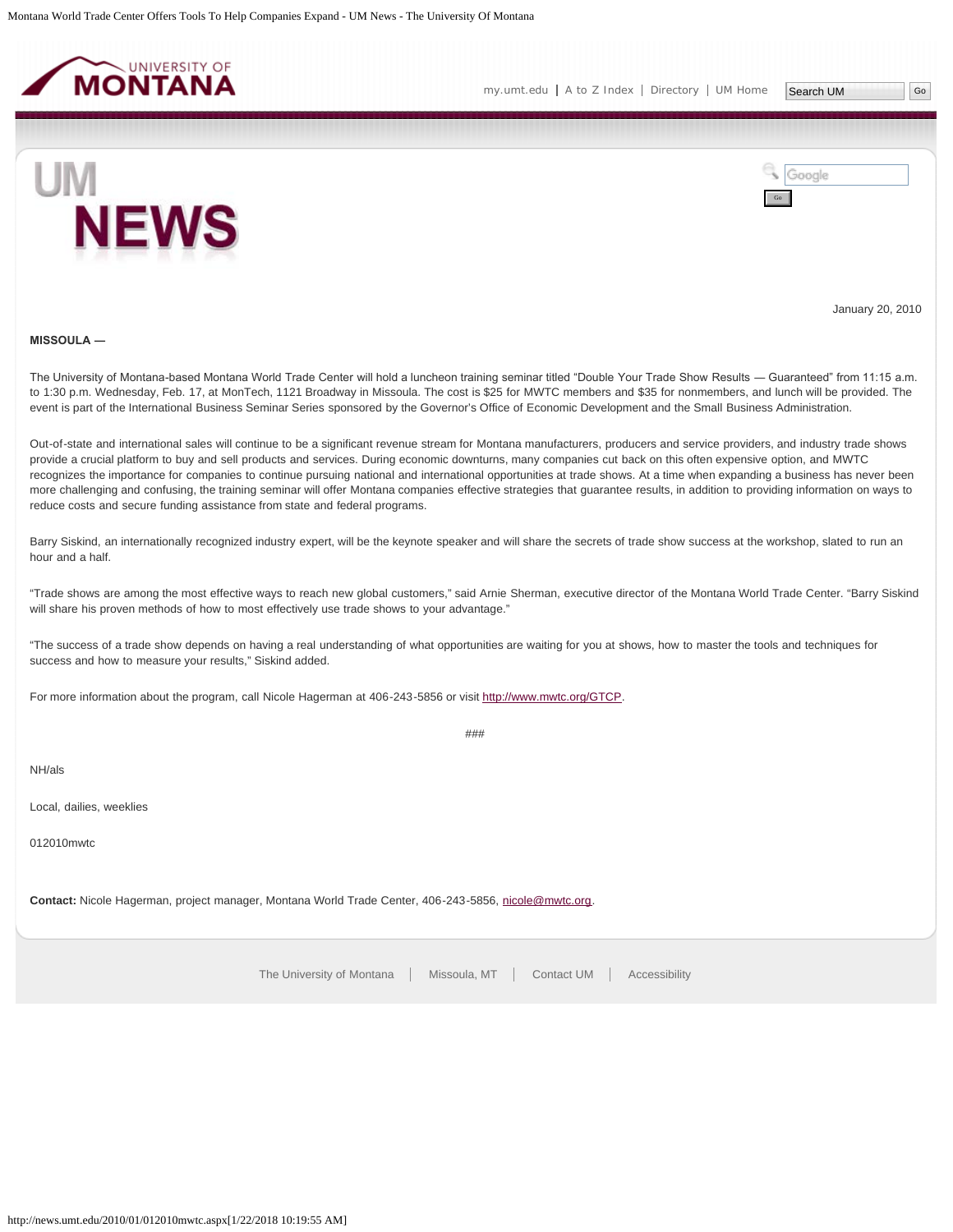January 20, 2010

**MISSOULA —**

The University of Montana-based Montana World Trade Center will hold a luncheon training seminar titled “Double Your Trade Show Results — Guaranteed” from 11:15 a.m. to 1:30 p.m. Wednesday, Feb. 17, at MonTech, 1121 Broadway in Missoula. The cost is $25 for MWTC members and $35 for nonmembers, and lunch will be provided. The event is part of the International Business Seminar Series sponsored by the Governor's Office of Economic Development and the Small Business Administration.

Out-of-state and international sales will continue to be a significant revenue stream for Montana manufacturers, producers and service providers, and industry trade shows provide a crucial platform to buy and sell products and services. During economic downturns, many companies cut back on this often expensive option, and MWTC recognizes the importance for companies to continue pursuing national and international opportunities at trade shows. At a time when expanding a business has never been more challenging and confusing, the training seminar will offer Montana companies effective strategies that guarantee results, in addition to providing information on ways to reduce costs and secure funding assistance from state and federal programs.

Barry Siskind, an internationally recognized industry expert, will be the keynote speaker and will share the secrets of trade show success at the workshop, slated to run an hour and a half.

“Trade shows are among the most effective ways to reach new global customers,” said Arnie Sherman, executive director of the Montana World Trade Center. “Barry Siskind will share his proven methods of how to most effectively use trade shows to your advantage.”

“The success of a trade show depends on having a real understanding of what opportunities are waiting for you at shows, how to master the tools and techniques for success and how to measure your results,” Siskind added.

For more information about the program, call Nicole Hagerman at 406-243-5856 or visit http://www.mwtc.org/GTCP.

###

NH/als

Local, dailies, weeklies

012010mwtc

**Contact:** Nicole Hagerman, project manager, Montana World Trade Center, 406-243-5856, nicole@mwtc.org.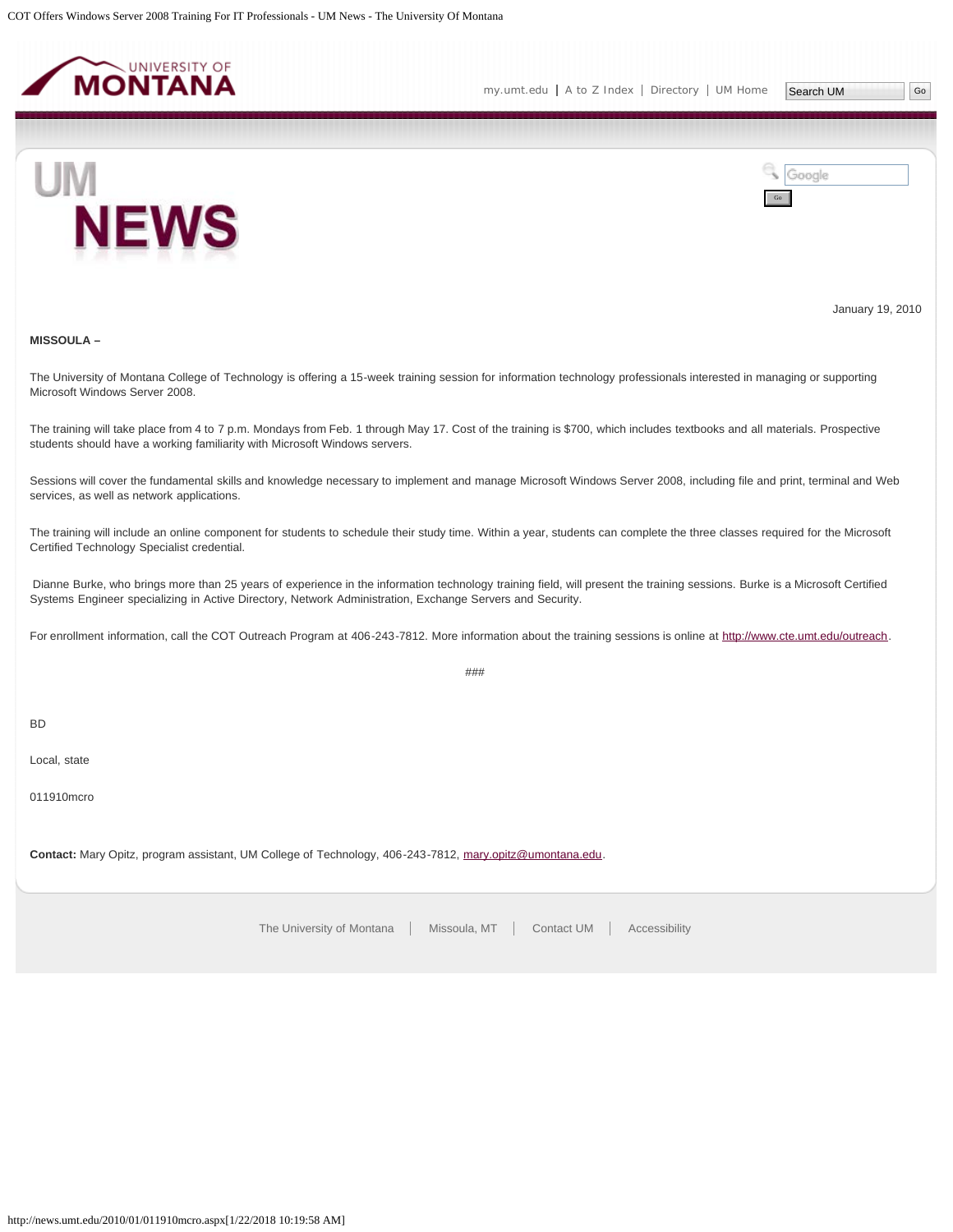January 19, 2010

**MISSOULA –**

The University of Montana College of Technology is offering a 15-week training session for information technology professionals interested in managing or supporting Microsoft Windows Server 2008.

The training will take place from 4 to 7 p.m. Mondays from Feb. 1 through May 17. Cost of the training is $700, which includes textbooks and all materials. Prospective students should have a working familiarity with Microsoft Windows servers.

Sessions will cover the fundamental skills and knowledge necessary to implement and manage Microsoft Windows Server 2008, including file and print, terminal and Web services, as well as network applications.

The training will include an online component for students to schedule their study time. Within a year, students can complete the three classes required for the Microsoft Certified Technology Specialist credential.

Dianne Burke, who brings more than 25 years of experience in the information technology training field, will present the training sessions. Burke is a Microsoft Certified Systems Engineer specializing in Active Directory, Network Administration, Exchange Servers and Security.

For enrollment information, call the COT Outreach Program at 406-243-7812. More information about the training sessions is online at http://www.cte.umt.edu/outreach.

###

BD

Local, state

011910mcro

**Contact:** Mary Opitz, program assistant, UM College of Technology, 406-243-7812, mary.opitz@umontana.edu.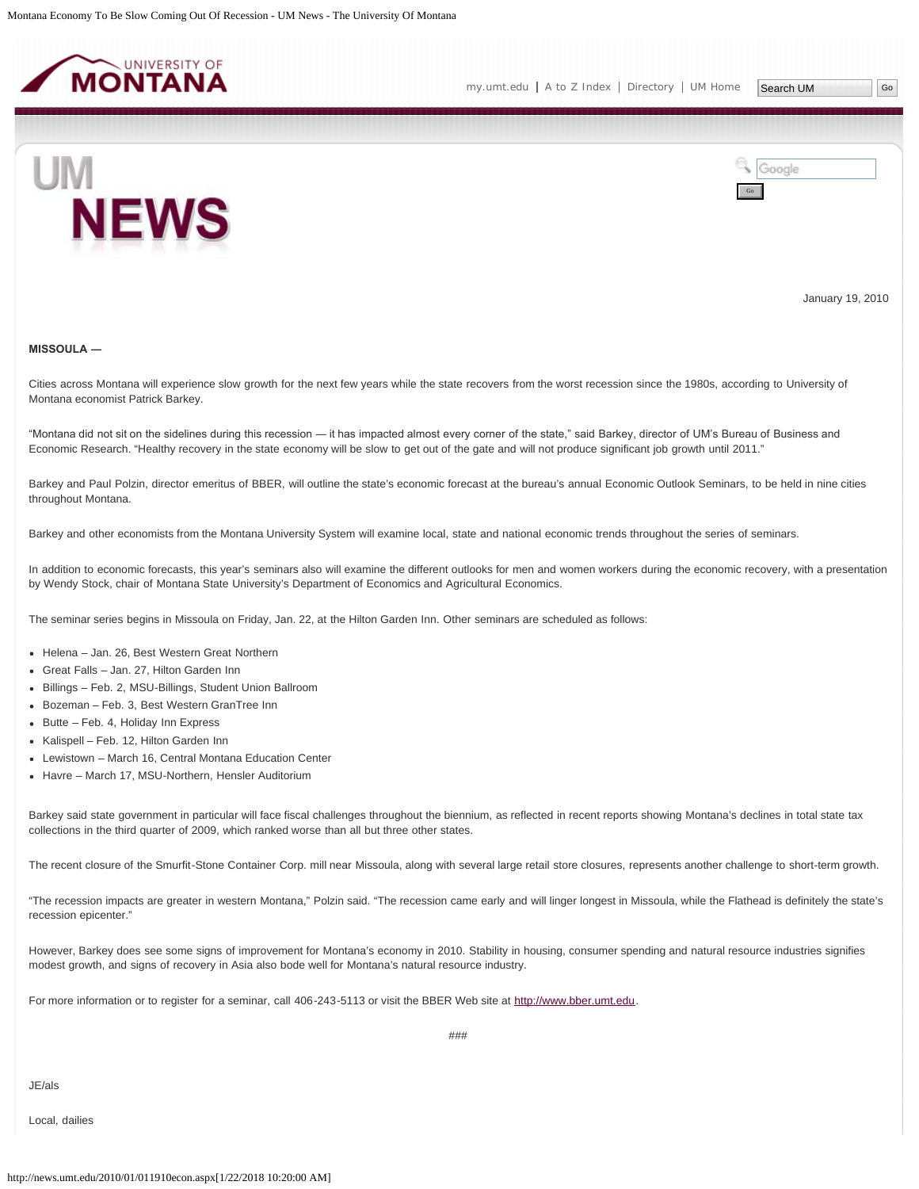January 19, 2010

**MISSOULA —**

Cities across Montana will experience slow growth for the next few years while the state recovers from the worst recession since the 1980s, according to University of Montana economist Patrick Barkey.

"Montana did not sit on the sidelines during this recession — it has impacted almost every corner of the state," said Barkey, director of UM's Bureau of Business and Economic Research. "Healthy recovery in the state economy will be slow to get out of the gate and will not produce significant job growth until 2011."

Barkey and Paul Polzin, director emeritus of BBER, will outline the state's economic forecast at the bureau's annual Economic Outlook Seminars, to be held in nine cities throughout Montana.

Barkey and other economists from the Montana University System will examine local, state and national economic trends throughout the series of seminars.

In addition to economic forecasts, this year's seminars also will examine the different outlooks for men and women workers during the economic recovery, with a presentation by Wendy Stock, chair of Montana State University's Department of Economics and Agricultural Economics.

The seminar series begins in Missoula on Friday, Jan. 22, at the Hilton Garden Inn. Other seminars are scheduled as follows:

- Helena – Jan. 26, Best Western Great Northern
- Great Falls – Jan. 27, Hilton Garden Inn
- Billings – Feb. 2, MSU-Billings, Student Union Ballroom
- Bozeman – Feb. 3, Best Western GranTree Inn
- Butte – Feb. 4, Holiday Inn Express
- Kalispell – Feb. 12, Hilton Garden Inn
- Lewistown – March 16, Central Montana Education Center
- Havre – March 17, MSU-Northern, Hensler Auditorium

Barkey said state government in particular will face fiscal challenges throughout the biennium, as reflected in recent reports showing Montana's declines in total state tax collections in the third quarter of 2009, which ranked worse than all but three other states.

The recent closure of the Smurfit-Stone Container Corp. mill near Missoula, along with several large retail store closures, represents another challenge to short-term growth.

"The recession impacts are greater in western Montana," Polzin said. "The recession came early and will linger longest in Missoula, while the Flathead is definitely the state's recession epicenter."

However, Barkey does see some signs of improvement for Montana's economy in 2010. Stability in housing, consumer spending and natural resource industries signifies modest growth, and signs of recovery in Asia also bode well for Montana's natural resource industry.

For more information or to register for a seminar, call 406-243-5113 or visit the BBER Web site at http://www.bber.umt.edu.

###

JE/als

Local, dailies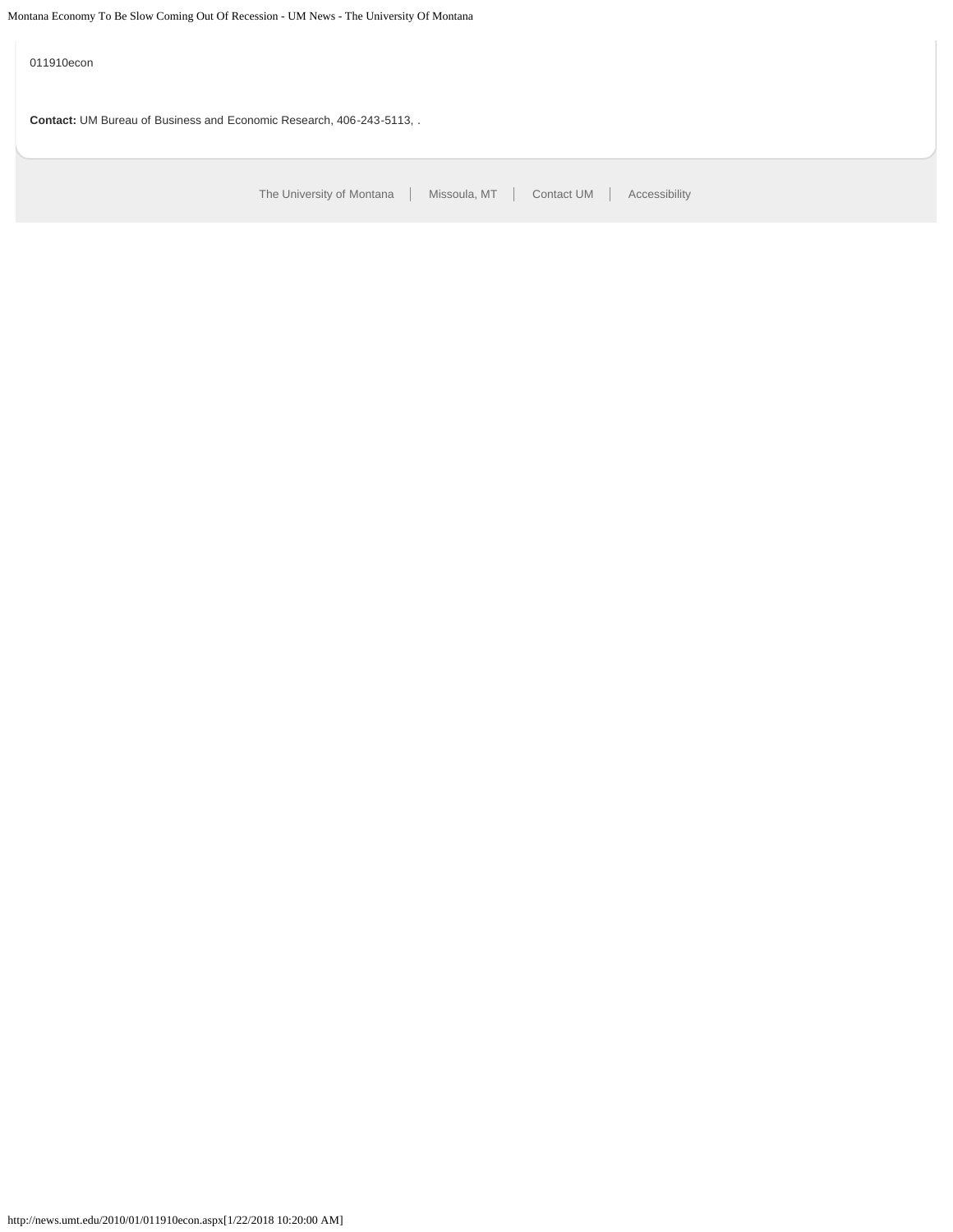011910econ

**Contact:** UM Bureau of Business and Economic Research, 406-243-5113, .

The University of Montana | Missoula, MT | Contact UM | Accessibility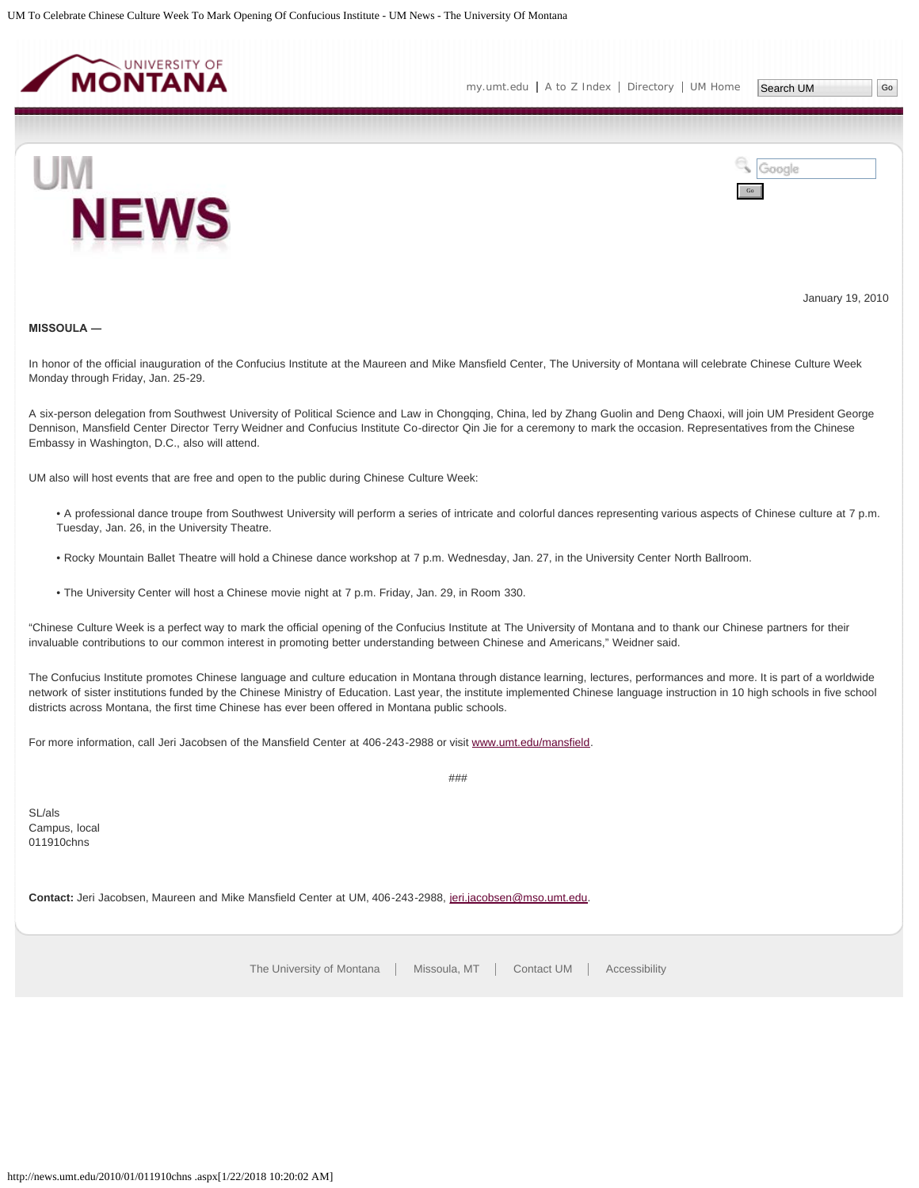January 19, 2010

**MISSOULA —**

In honor of the official inauguration of the Confucius Institute at the Maureen and Mike Mansfield Center, The University of Montana will celebrate Chinese Culture Week Monday through Friday, Jan. 25-29.

A six-person delegation from Southwest University of Political Science and Law in Chongqing, China, led by Zhang Guolin and Deng Chaoxi, will join UM President George Dennison, Mansfield Center Director Terry Weidner and Confucius Institute Co-director Qin Jie for a ceremony to mark the occasion. Representatives from the Chinese Embassy in Washington, D.C., also will attend.

UM also will host events that are free and open to the public during Chinese Culture Week:

- A professional dance troupe from Southwest University will perform a series of intricate and colorful dances representing various aspects of Chinese culture at 7 p.m. Tuesday, Jan. 26, in the University Theatre.
- Rocky Mountain Ballet Theatre will hold a Chinese dance workshop at 7 p.m. Wednesday, Jan. 27, in the University Center North Ballroom.
- The University Center will host a Chinese movie night at 7 p.m. Friday, Jan. 29, in Room 330.

"Chinese Culture Week is a perfect way to mark the official opening of the Confucius Institute at The University of Montana and to thank our Chinese partners for their invaluable contributions to our common interest in promoting better understanding between Chinese and Americans," Weidner said.

The Confucius Institute promotes Chinese language and culture education in Montana through distance learning, lectures, performances and more. It is part of a worldwide network of sister institutions funded by the Chinese Ministry of Education. Last year, the institute implemented Chinese language instruction in 10 high schools in five school districts across Montana, the first time Chinese has ever been offered in Montana public schools.

For more information, call Jeri Jacobsen of the Mansfield Center at 406-243-2988 or visit www.umt.edu/mansfield.

###

SL/als
Campus, local
011910chns

**Contact:** Jeri Jacobsen, Maureen and Mike Mansfield Center at UM, 406-243-2988, jeri.jacobsen@mso.umt.edu.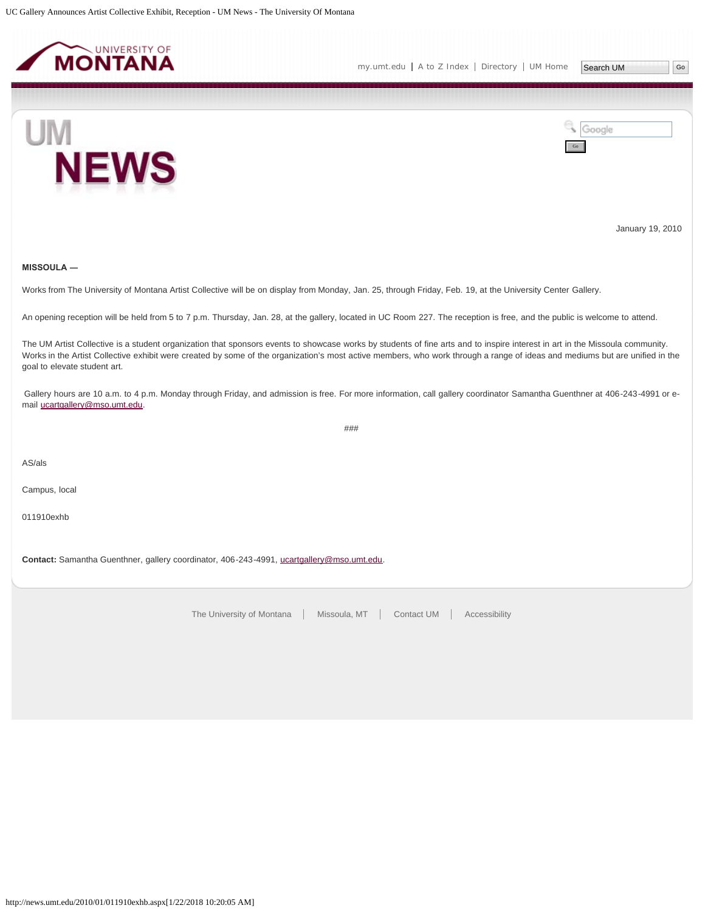January 19, 2010

**MISSOULA —**

Works from The University of Montana Artist Collective will be on display from Monday, Jan. 25, through Friday, Feb. 19, at the University Center Gallery.

An opening reception will be held from 5 to 7 p.m. Thursday, Jan. 28, at the gallery, located in UC Room 227. The reception is free, and the public is welcome to attend.

The UM Artist Collective is a student organization that sponsors events to showcase works by students of fine arts and to inspire interest in art in the Missoula community. Works in the Artist Collective exhibit were created by some of the organization's most active members, who work through a range of ideas and mediums but are unified in the goal to elevate student art.

Gallery hours are 10 a.m. to 4 p.m. Monday through Friday, and admission is free. For more information, call gallery coordinator Samantha Guenthner at 406-243-4991 or e-mail ucartgallery@mso.umt.edu.

###

AS/als

Campus, local

011910exhb

**Contact:** Samantha Guenthner, gallery coordinator, 406-243-4991, ucartgallery@mso.umt.edu.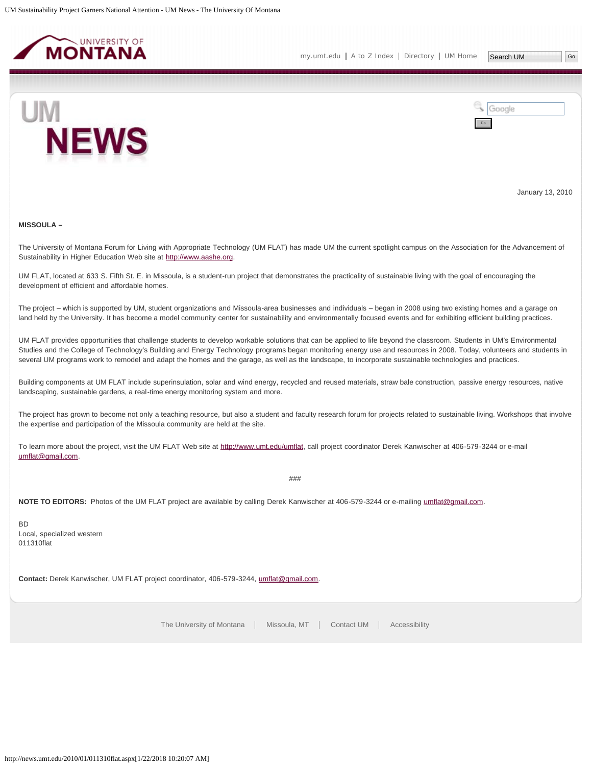January 13, 2010

**MISSOULA –**

The University of Montana Forum for Living with Appropriate Technology (UM FLAT) has made UM the current spotlight campus on the Association for the Advancement of Sustainability in Higher Education Web site at http://www.aashe.org.

UM FLAT, located at 633 S. Fifth St. E. in Missoula, is a student-run project that demonstrates the practicality of sustainable living with the goal of encouraging the development of efficient and affordable homes.

The project – which is supported by UM, student organizations and Missoula-area businesses and individuals – began in 2008 using two existing homes and a garage on land held by the University. It has become a model community center for sustainability and environmentally focused events and for exhibiting efficient building practices.

UM FLAT provides opportunities that challenge students to develop workable solutions that can be applied to life beyond the classroom. Students in UM's Environmental Studies and the College of Technology's Building and Energy Technology programs began monitoring energy use and resources in 2008. Today, volunteers and students in several UM programs work to remodel and adapt the homes and the garage, as well as the landscape, to incorporate sustainable technologies and practices.

Building components at UM FLAT include superinsulation, solar and wind energy, recycled and reused materials, straw bale construction, passive energy resources, native landscaping, sustainable gardens, a real-time energy monitoring system and more.

The project has grown to become not only a teaching resource, but also a student and faculty research forum for projects related to sustainable living. Workshops that involve the expertise and participation of the Missoula community are held at the site.

To learn more about the project, visit the UM FLAT Web site at http://www.umt.edu/umflat, call project coordinator Derek Kanwischer at 406-579-3244 or e-mail umflat@gmail.com.

###

**NOTE TO EDITORS:** Photos of the UM FLAT project are available by calling Derek Kanwischer at 406-579-3244 or e-mailing umflat@gmail.com.

BD
Local, specialized western
011310flat

**Contact:** Derek Kanwischer, UM FLAT project coordinator, 406-579-3244, umflat@gmail.com.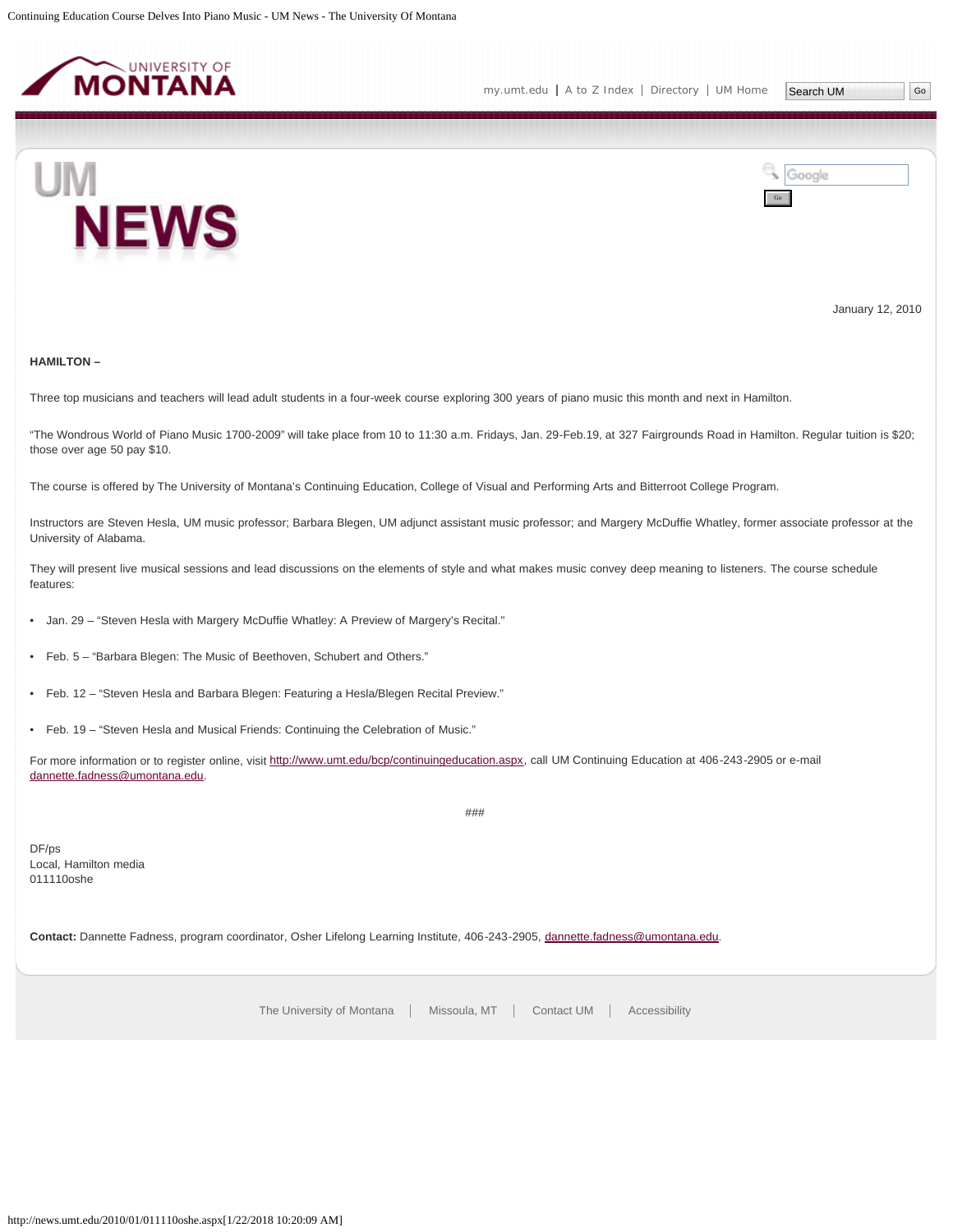January 12, 2010

**HAMILTON –**

Three top musicians and teachers will lead adult students in a four-week course exploring 300 years of piano music this month and next in Hamilton.

"The Wondrous World of Piano Music 1700-2009" will take place from 10 to 11:30 a.m. Fridays, Jan. 29-Feb.19, at 327 Fairgrounds Road in Hamilton. Regular tuition is $20; those over age 50 pay $10.

The course is offered by The University of Montana's Continuing Education, College of Visual and Performing Arts and Bitterroot College Program.

Instructors are Steven Hesla, UM music professor; Barbara Blegen, UM adjunct assistant music professor; and Margery McDuffie Whatley, former associate professor at the University of Alabama.

They will present live musical sessions and lead discussions on the elements of style and what makes music convey deep meaning to listeners. The course schedule features:

- Jan. 29 – "Steven Hesla with Margery McDuffie Whatley: A Preview of Margery's Recital."
- Feb. 5 – "Barbara Blegen: The Music of Beethoven, Schubert and Others."
- Feb. 12 – "Steven Hesla and Barbara Blegen: Featuring a Hesla/Blegen Recital Preview."
- Feb. 19 – "Steven Hesla and Musical Friends: Continuing the Celebration of Music."

For more information or to register online, visit http://www.umt.edu/bcp/continuingeducation.aspx, call UM Continuing Education at 406-243-2905 or e-mail dannette.fadness@umontana.edu.

###

DF/ps
Local, Hamilton media
011110oshe

**Contact:** Dannette Fadness, program coordinator, Osher Lifelong Learning Institute, 406-243-2905, dannette.fadness@umontana.edu.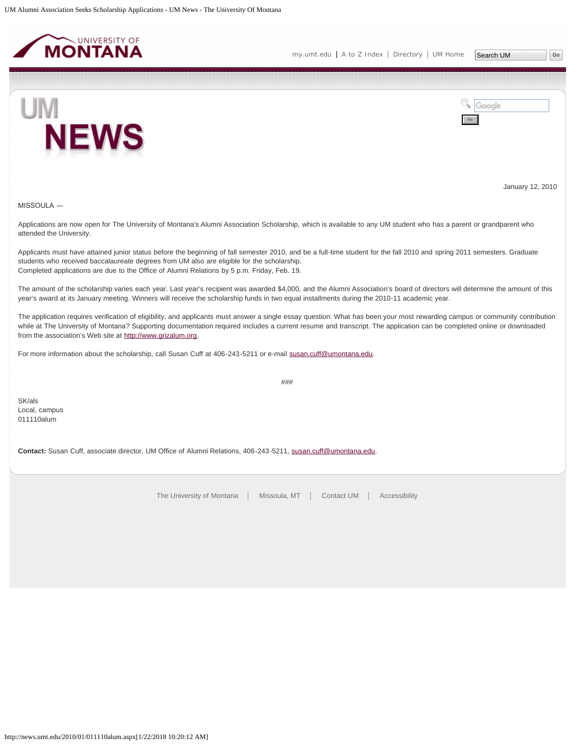January 12, 2010

MISSOULA —

Applications are now open for The University of Montana's Alumni Association Scholarship, which is available to any UM student who has a parent or grandparent who attended the University.

Applicants must have attained junior status before the beginning of fall semester 2010, and be a full-time student for the fall 2010 and spring 2011 semesters. Graduate students who received baccalaureate degrees from UM also are eligible for the scholarship.
Completed applications are due to the Office of Alumni Relations by 5 p.m. Friday, Feb. 19.

The amount of the scholarship varies each year. Last year's recipient was awarded $4,000, and the Alumni Association's board of directors will determine the amount of this year's award at its January meeting. Winners will receive the scholarship funds in two equal installments during the 2010-11 academic year.

The application requires verification of eligibility, and applicants must answer a single essay question: What has been your most rewarding campus or community contribution while at The University of Montana? Supporting documentation required includes a current resume and transcript. The application can be completed online or downloaded from the association's Web site at http://www.grizalum.org.

For more information about the scholarship, call Susan Cuff at 406-243-5211 or e-mail susan.cuff@umontana.edu.

###

SK/als
Local, campus
011110alum

**Contact:** Susan Cuff, associate director, UM Office of Alumni Relations, 406-243-5211, susan.cuff@umontana.edu.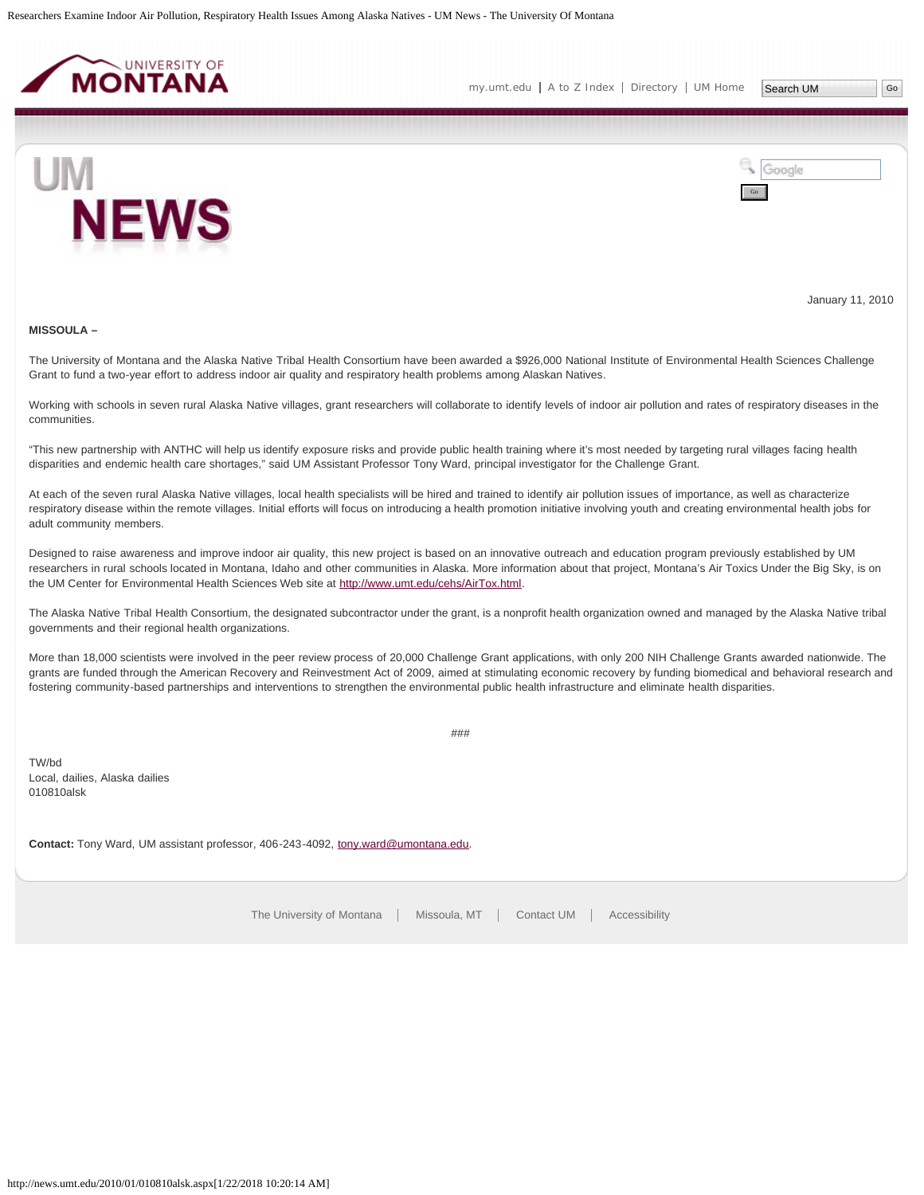January 11, 2010

**MISSOULA –**

The University of Montana and the Alaska Native Tribal Health Consortium have been awarded a $926,000 National Institute of Environmental Health Sciences Challenge Grant to fund a two-year effort to address indoor air quality and respiratory health problems among Alaskan Natives.

Working with schools in seven rural Alaska Native villages, grant researchers will collaborate to identify levels of indoor air pollution and rates of respiratory diseases in the communities.

"This new partnership with ANTHC will help us identify exposure risks and provide public health training where it's most needed by targeting rural villages facing health disparities and endemic health care shortages," said UM Assistant Professor Tony Ward, principal investigator for the Challenge Grant.

At each of the seven rural Alaska Native villages, local health specialists will be hired and trained to identify air pollution issues of importance, as well as characterize respiratory disease within the remote villages. Initial efforts will focus on introducing a health promotion initiative involving youth and creating environmental health jobs for adult community members.

Designed to raise awareness and improve indoor air quality, this new project is based on an innovative outreach and education program previously established by UM researchers in rural schools located in Montana, Idaho and other communities in Alaska. More information about that project, Montana's Air Toxics Under the Big Sky, is on the UM Center for Environmental Health Sciences Web site at http://www.umt.edu/cehs/AirTox.html.

The Alaska Native Tribal Health Consortium, the designated subcontractor under the grant, is a nonprofit health organization owned and managed by the Alaska Native tribal governments and their regional health organizations.

More than 18,000 scientists were involved in the peer review process of 20,000 Challenge Grant applications, with only 200 NIH Challenge Grants awarded nationwide. The grants are funded through the American Recovery and Reinvestment Act of 2009, aimed at stimulating economic recovery by funding biomedical and behavioral research and fostering community-based partnerships and interventions to strengthen the environmental public health infrastructure and eliminate health disparities.

###

TW/bd
Local, dailies, Alaska dailies
010810alsk

**Contact:** Tony Ward, UM assistant professor, 406-243-4092, tony.ward@umontana.edu.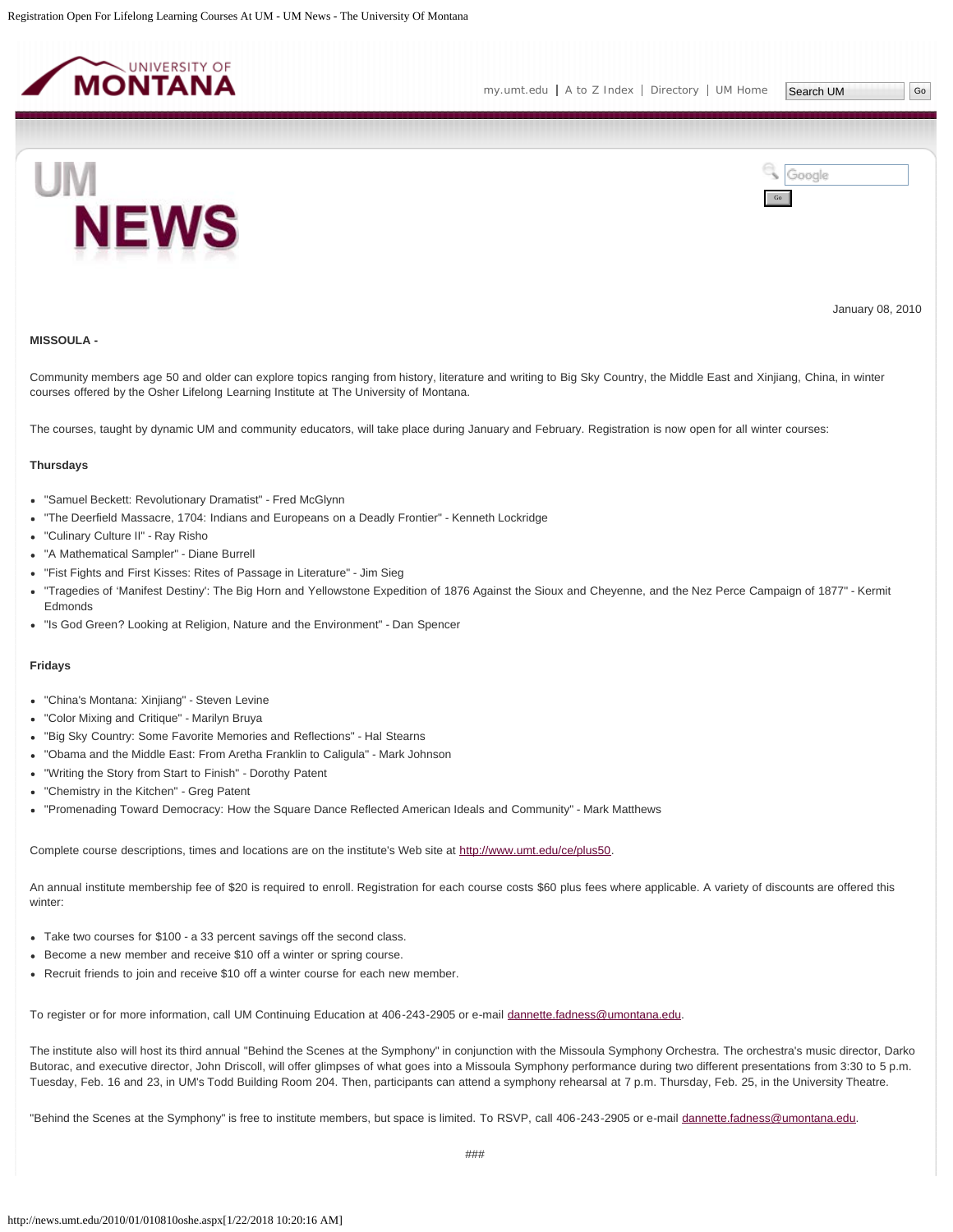January 08, 2010

**MISSOULA -**

Community members age 50 and older can explore topics ranging from history, literature and writing to Big Sky Country, the Middle East and Xinjiang, China, in winter courses offered by the Osher Lifelong Learning Institute at The University of Montana.

The courses, taught by dynamic UM and community educators, will take place during January and February. Registration is now open for all winter courses:

**Thursdays**

- "Samuel Beckett: Revolutionary Dramatist" - Fred McGlynn
- "The Deerfield Massacre, 1704: Indians and Europeans on a Deadly Frontier" - Kenneth Lockridge
- "Culinary Culture II" - Ray Risho
- "A Mathematical Sampler" - Diane Burrell
- "Fist Fights and First Kisses: Rites of Passage in Literature" - Jim Sieg
- "Tragedies of 'Manifest Destiny': The Big Horn and Yellowstone Expedition of 1876 Against the Sioux and Cheyenne, and the Nez Perce Campaign of 1877" - Kermit Edmonds
- "Is God Green? Looking at Religion, Nature and the Environment" - Dan Spencer

**Fridays**

- "China's Montana: Xinjiang" - Steven Levine
- "Color Mixing and Critique" - Marilyn Bruya
- "Big Sky Country: Some Favorite Memories and Reflections" - Hal Stearns
- "Obama and the Middle East: From Aretha Franklin to Caligula" - Mark Johnson
- "Writing the Story from Start to Finish" - Dorothy Patent
- "Chemistry in the Kitchen" - Greg Patent
- "Promenading Toward Democracy: How the Square Dance Reflected American Ideals and Community" - Mark Matthews

Complete course descriptions, times and locations are on the institute's Web site at http://www.umt.edu/ce/plus50.

An annual institute membership fee of $20 is required to enroll. Registration for each course costs $60 plus fees where applicable. A variety of discounts are offered this winter:

- Take two courses for $100 - a 33 percent savings off the second class.
- Become a new member and receive $10 off a winter or spring course.
- Recruit friends to join and receive $10 off a winter course for each new member.

To register or for more information, call UM Continuing Education at 406-243-2905 or e-mail dannette.fadness@umontana.edu.

The institute also will host its third annual "Behind the Scenes at the Symphony" in conjunction with the Missoula Symphony Orchestra. The orchestra's music director, Darko Butorac, and executive director, John Driscoll, will offer glimpses of what goes into a Missoula Symphony performance during two different presentations from 3:30 to 5 p.m. Tuesday, Feb. 16 and 23, in UM's Todd Building Room 204. Then, participants can attend a symphony rehearsal at 7 p.m. Thursday, Feb. 25, in the University Theatre.

"Behind the Scenes at the Symphony" is free to institute members, but space is limited. To RSVP, call 406-243-2905 or e-mail dannette.fadness@umontana.edu.

###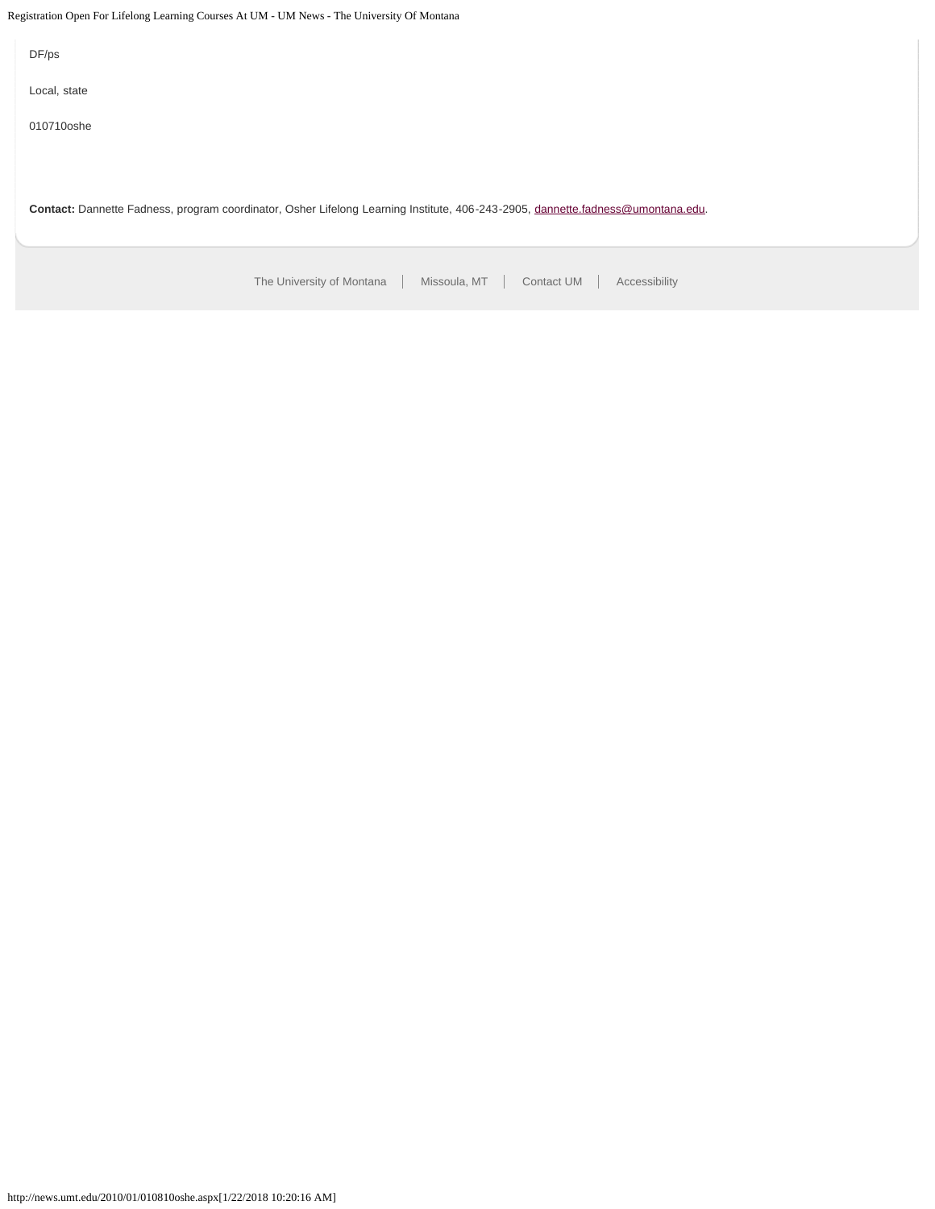DF/ps

Local, state

010710oshe

**Contact:** Dannette Fadness, program coordinator, Osher Lifelong Learning Institute, 406-243-2905, dannette.fadness@umontana.edu.

The University of Montana | Missoula, MT | Contact UM | Accessibility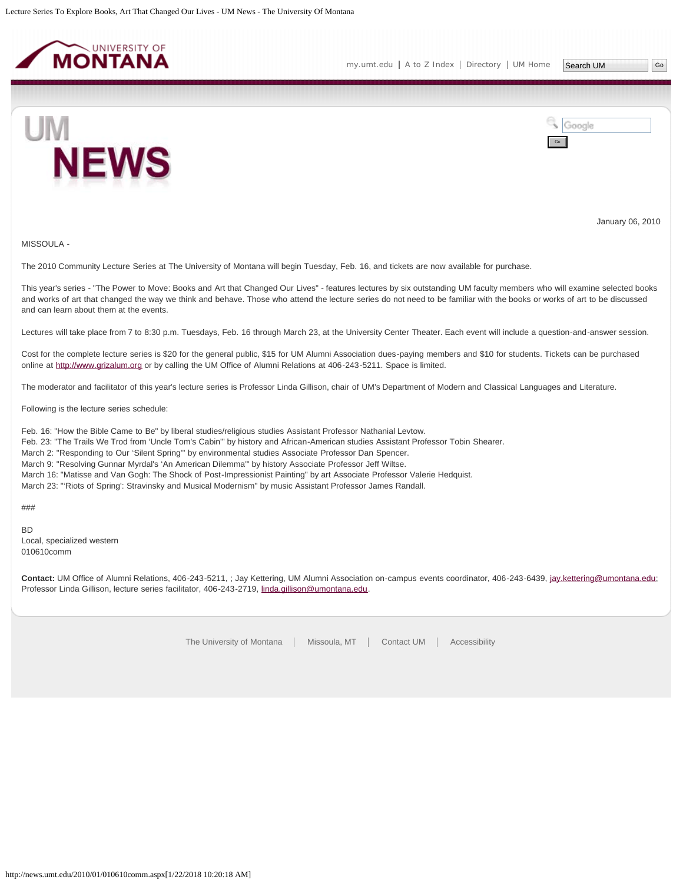January 06, 2010

MISSOULA -

The 2010 Community Lecture Series at The University of Montana will begin Tuesday, Feb. 16, and tickets are now available for purchase.

This year's series - "The Power to Move: Books and Art that Changed Our Lives" - features lectures by six outstanding UM faculty members who will examine selected books and works of art that changed the way we think and behave. Those who attend the lecture series do not need to be familiar with the books or works of art to be discussed and can learn about them at the events.

Lectures will take place from 7 to 8:30 p.m. Tuesdays, Feb. 16 through March 23, at the University Center Theater. Each event will include a question-and-answer session.

Cost for the complete lecture series is $20 for the general public, $15 for UM Alumni Association dues-paying members and $10 for students. Tickets can be purchased online at http://www.grizalum.org or by calling the UM Office of Alumni Relations at 406-243-5211. Space is limited.

The moderator and facilitator of this year's lecture series is Professor Linda Gillison, chair of UM's Department of Modern and Classical Languages and Literature.

Following is the lecture series schedule:

Feb. 16: "How the Bible Came to Be" by liberal studies/religious studies Assistant Professor Nathanial Levtow.
Feb. 23: "The Trails We Trod from 'Uncle Tom's Cabin'" by history and African-American studies Assistant Professor Tobin Shearer.
March 2: "Responding to Our 'Silent Spring'" by environmental studies Associate Professor Dan Spencer.
March 9: "Resolving Gunnar Myrdal's 'An American Dilemma'" by history Associate Professor Jeff Wiltse.
March 16: "Matisse and Van Gogh: The Shock of Post-Impressionist Painting" by art Associate Professor Valerie Hedquist.
March 23: "'Riots of Spring': Stravinsky and Musical Modernism" by music Assistant Professor James Randall.

###

BD
Local, specialized western
010610comm

**Contact:** UM Office of Alumni Relations, 406-243-5211, ; Jay Kettering, UM Alumni Association on-campus events coordinator, 406-243-6439, jay.kettering@umontana.edu; Professor Linda Gillison, lecture series facilitator, 406-243-2719, linda.gillison@umontana.edu.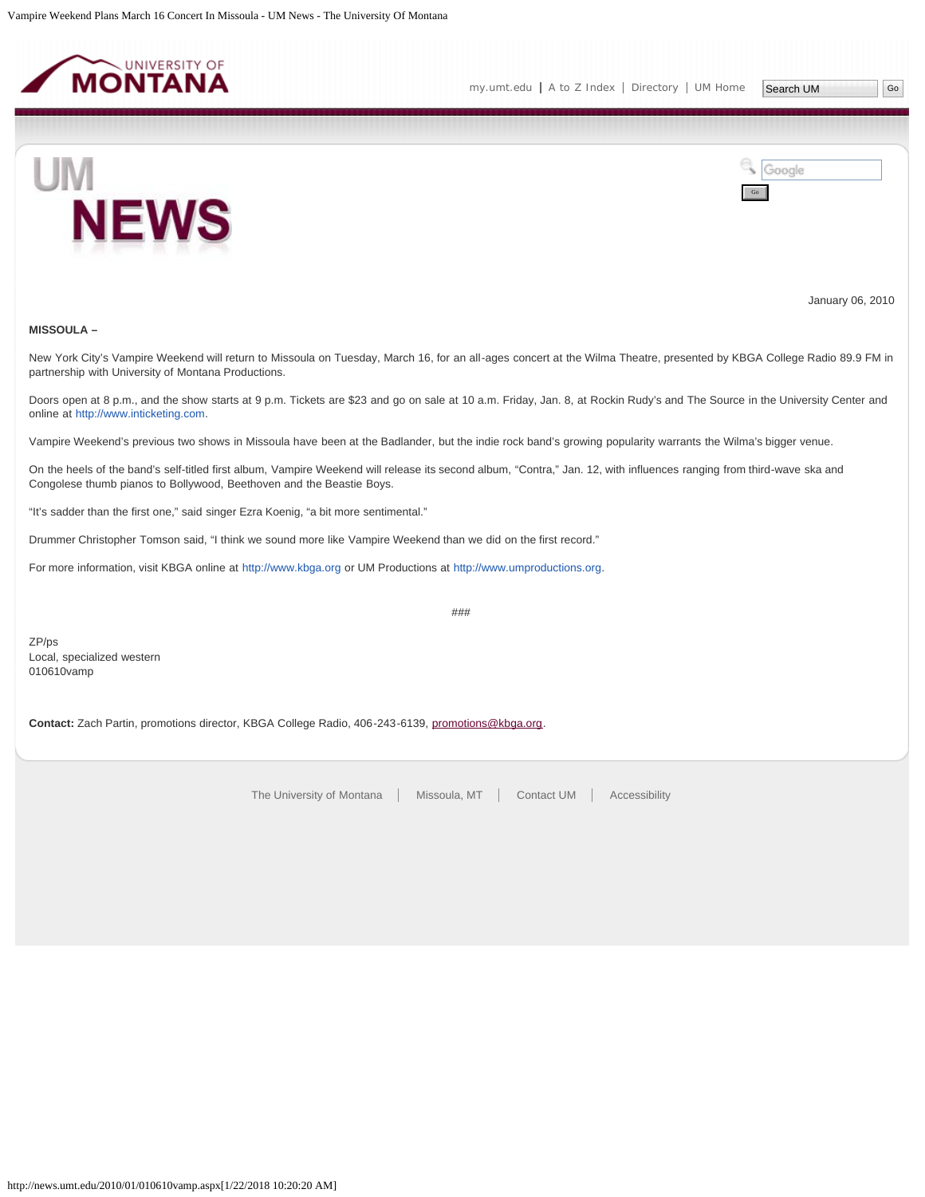January 06, 2010

**MISSOULA –**

New York City's Vampire Weekend will return to Missoula on Tuesday, March 16, for an all-ages concert at the Wilma Theatre, presented by KBGA College Radio 89.9 FM in partnership with University of Montana Productions.

Doors open at 8 p.m., and the show starts at 9 p.m. Tickets are $23 and go on sale at 10 a.m. Friday, Jan. 8, at Rockin Rudy's and The Source in the University Center and online at http://www.inticketing.com.

Vampire Weekend's previous two shows in Missoula have been at the Badlander, but the indie rock band's growing popularity warrants the Wilma's bigger venue.

On the heels of the band's self-titled first album, Vampire Weekend will release its second album, "Contra," Jan. 12, with influences ranging from third-wave ska and Congolese thumb pianos to Bollywood, Beethoven and the Beastie Boys.

"It's sadder than the first one," said singer Ezra Koenig, "a bit more sentimental."

Drummer Christopher Tomson said, "I think we sound more like Vampire Weekend than we did on the first record."

For more information, visit KBGA online at http://www.kbga.org or UM Productions at http://www.umproductions.org.

###

ZP/ps
Local, specialized western
010610vamp

**Contact:** Zach Partin, promotions director, KBGA College Radio, 406-243-6139, promotions@kbga.org.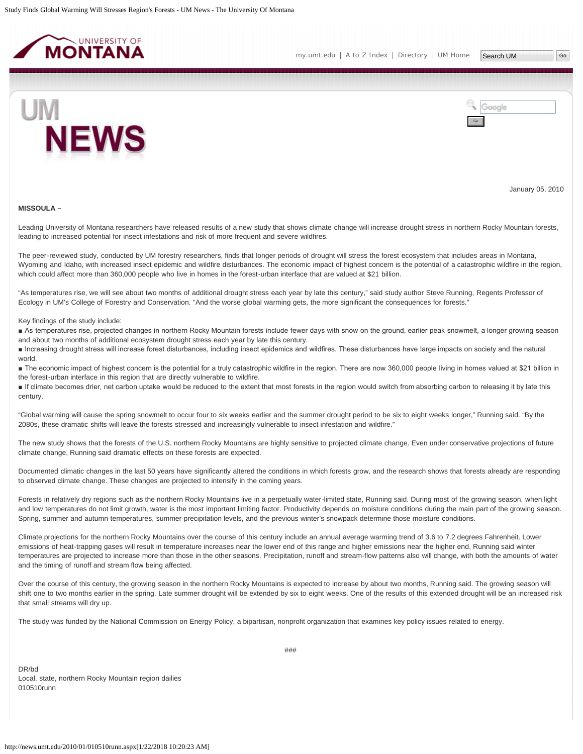January 05, 2010

**MISSOULA –**

Leading University of Montana researchers have released results of a new study that shows climate change will increase drought stress in northern Rocky Mountain forests, leading to increased potential for insect infestations and risk of more frequent and severe wildfires.

The peer-reviewed study, conducted by UM forestry researchers, finds that longer periods of drought will stress the forest ecosystem that includes areas in Montana, Wyoming and Idaho, with increased insect epidemic and wildfire disturbances. The economic impact of highest concern is the potential of a catastrophic wildfire in the region, which could affect more than 360,000 people who live in homes in the forest-urban interface that are valued at $21 billion.

"As temperatures rise, we will see about two months of additional drought stress each year by late this century," said study author Steve Running, Regents Professor of Ecology in UM's College of Forestry and Conservation. "And the worse global warming gets, the more significant the consequences for forests."

Key findings of the study include:

- As temperatures rise, projected changes in northern Rocky Mountain forests include fewer days with snow on the ground, earlier peak snowmelt, a longer growing season and about two months of additional ecosystem drought stress each year by late this century.
- Increasing drought stress will increase forest disturbances, including insect epidemics and wildfires. These disturbances have large impacts on society and the natural world.
- The economic impact of highest concern is the potential for a truly catastrophic wildfire in the region. There are now 360,000 people living in homes valued at $21 billion in the forest-urban interface in this region that are directly vulnerable to wildfire.
- If climate becomes drier, net carbon uptake would be reduced to the extent that most forests in the region would switch from absorbing carbon to releasing it by late this century.

"Global warming will cause the spring snowmelt to occur four to six weeks earlier and the summer drought period to be six to eight weeks longer," Running said. "By the 2080s, these dramatic shifts will leave the forests stressed and increasingly vulnerable to insect infestation and wildfire."

The new study shows that the forests of the U.S. northern Rocky Mountains are highly sensitive to projected climate change. Even under conservative projections of future climate change, Running said dramatic effects on these forests are expected.

Documented climatic changes in the last 50 years have significantly altered the conditions in which forests grow, and the research shows that forests already are responding to observed climate change. These changes are projected to intensify in the coming years.

Forests in relatively dry regions such as the northern Rocky Mountains live in a perpetually water-limited state, Running said. During most of the growing season, when light and low temperatures do not limit growth, water is the most important limiting factor. Productivity depends on moisture conditions during the main part of the growing season. Spring, summer and autumn temperatures, summer precipitation levels, and the previous winter's snowpack determine those moisture conditions.

Climate projections for the northern Rocky Mountains over the course of this century include an annual average warming trend of 3.6 to 7.2 degrees Fahrenheit. Lower emissions of heat-trapping gases will result in temperature increases near the lower end of this range and higher emissions near the higher end. Running said winter temperatures are projected to increase more than those in the other seasons. Precipitation, runoff and stream-flow patterns also will change, with both the amounts of water and the timing of runoff and stream flow being affected.

Over the course of this century, the growing season in the northern Rocky Mountains is expected to increase by about two months, Running said. The growing season will shift one to two months earlier in the spring. Late summer drought will be extended by six to eight weeks. One of the results of this extended drought will be an increased risk that small streams will dry up.

The study was funded by the National Commission on Energy Policy, a bipartisan, nonprofit organization that examines key policy issues related to energy.

###

DR/bd
Local, state, northern Rocky Mountain region dailies
010510runn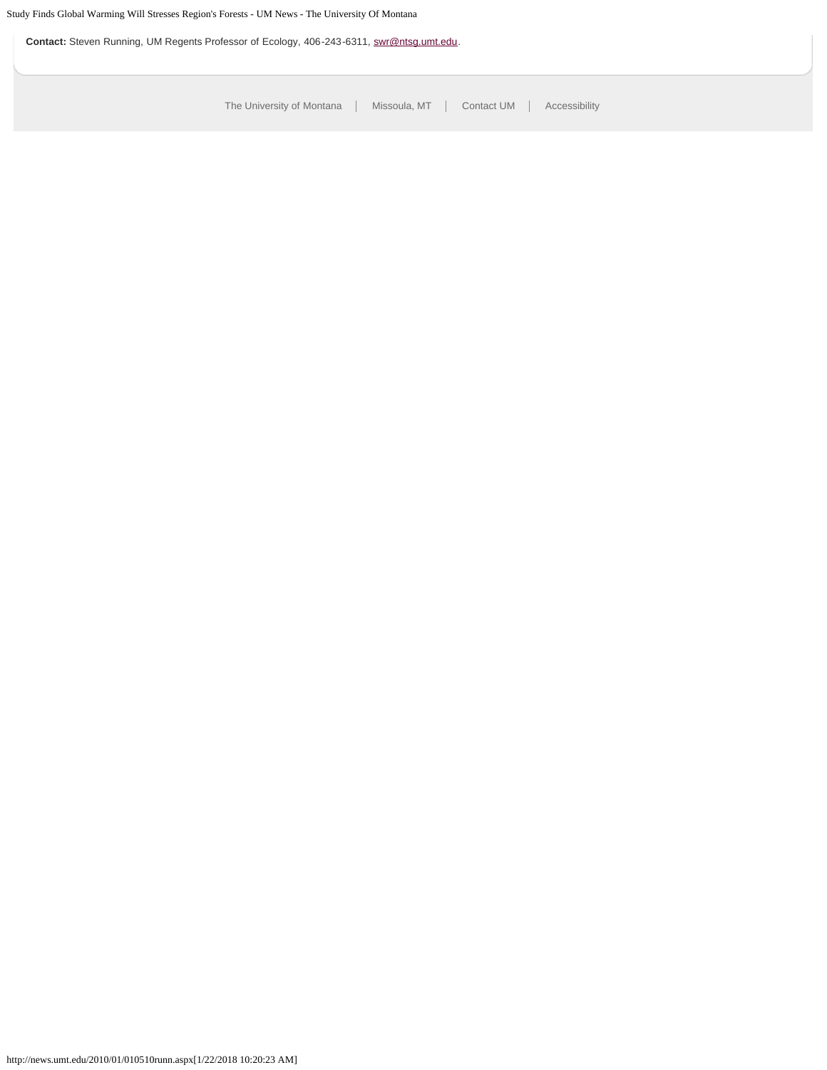**Contact:** Steven Running, UM Regents Professor of Ecology, 406-243-6311, swr@ntsg.umt.edu.

The University of Montana | Missoula, MT | Contact UM | Accessibility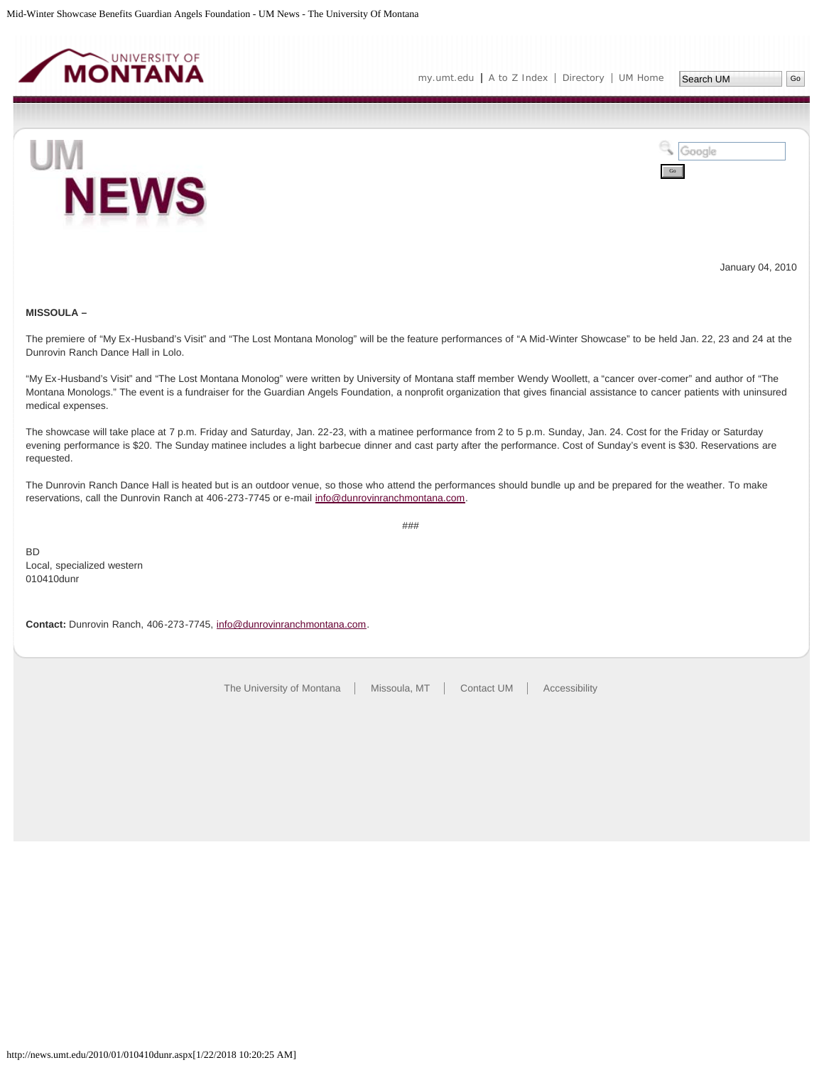January 04, 2010

**MISSOULA –**

The premiere of “My Ex-Husband’s Visit” and “The Lost Montana Monolog” will be the feature performances of “A Mid-Winter Showcase” to be held Jan. 22, 23 and 24 at the Dunrovin Ranch Dance Hall in Lolo.

“My Ex-Husband’s Visit” and “The Lost Montana Monolog” were written by University of Montana staff member Wendy Woollett, a “cancer over-comer” and author of “The Montana Monologs.” The event is a fundraiser for the Guardian Angels Foundation, a nonprofit organization that gives financial assistance to cancer patients with uninsured medical expenses.

The showcase will take place at 7 p.m. Friday and Saturday, Jan. 22-23, with a matinee performance from 2 to 5 p.m. Sunday, Jan. 24. Cost for the Friday or Saturday evening performance is $20. The Sunday matinee includes a light barbecue dinner and cast party after the performance. Cost of Sunday’s event is $30. Reservations are requested.

The Dunrovin Ranch Dance Hall is heated but is an outdoor venue, so those who attend the performances should bundle up and be prepared for the weather. To make reservations, call the Dunrovin Ranch at 406-273-7745 or e-mail info@dunrovinranchmontana.com.

###

BD
Local, specialized western
010410dunr

**Contact:** Dunrovin Ranch, 406-273-7745, info@dunrovinranchmontana.com.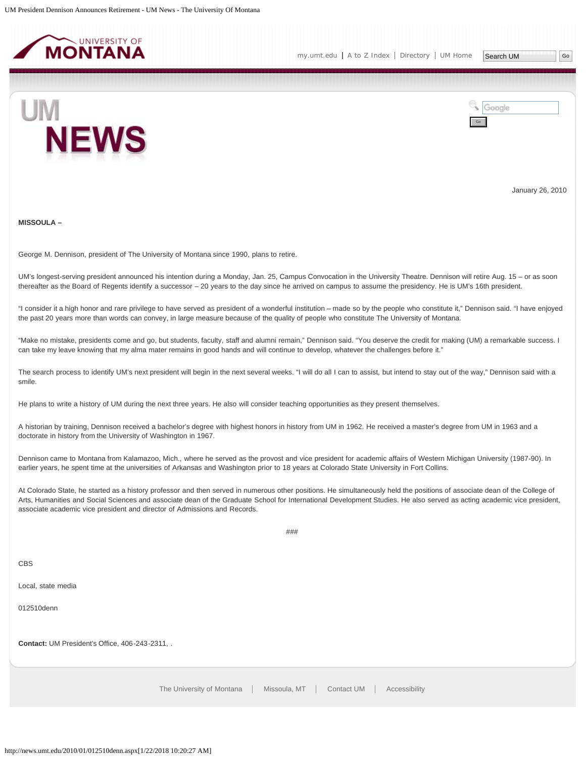January 26, 2010

**MISSOULA –**

George M. Dennison, president of The University of Montana since 1990, plans to retire.

UM's longest-serving president announced his intention during a Monday, Jan. 25, Campus Convocation in the University Theatre. Dennison will retire Aug. 15 – or as soon thereafter as the Board of Regents identify a successor – 20 years to the day since he arrived on campus to assume the presidency. He is UM's 16th president.

"I consider it a high honor and rare privilege to have served as president of a wonderful institution – made so by the people who constitute it," Dennison said. "I have enjoyed the past 20 years more than words can convey, in large measure because of the quality of people who constitute The University of Montana.

"Make no mistake, presidents come and go, but students, faculty, staff and alumni remain," Dennison said. "You deserve the credit for making (UM) a remarkable success. I can take my leave knowing that my alma mater remains in good hands and will continue to develop, whatever the challenges before it."

The search process to identify UM's next president will begin in the next several weeks. "I will do all I can to assist, but intend to stay out of the way," Dennison said with a smile.

He plans to write a history of UM during the next three years. He also will consider teaching opportunities as they present themselves.

A historian by training, Dennison received a bachelor's degree with highest honors in history from UM in 1962. He received a master's degree from UM in 1963 and a doctorate in history from the University of Washington in 1967.

Dennison came to Montana from Kalamazoo, Mich., where he served as the provost and vice president for academic affairs of Western Michigan University (1987-90). In earlier years, he spent time at the universities of Arkansas and Washington prior to 18 years at Colorado State University in Fort Collins.

At Colorado State, he started as a history professor and then served in numerous other positions. He simultaneously held the positions of associate dean of the College of Arts, Humanities and Social Sciences and associate dean of the Graduate School for International Development Studies. He also served as acting academic vice president, associate academic vice president and director of Admissions and Records.

###

CBS

Local, state media

012510denn

**Contact:** UM President's Office, 406-243-2311, .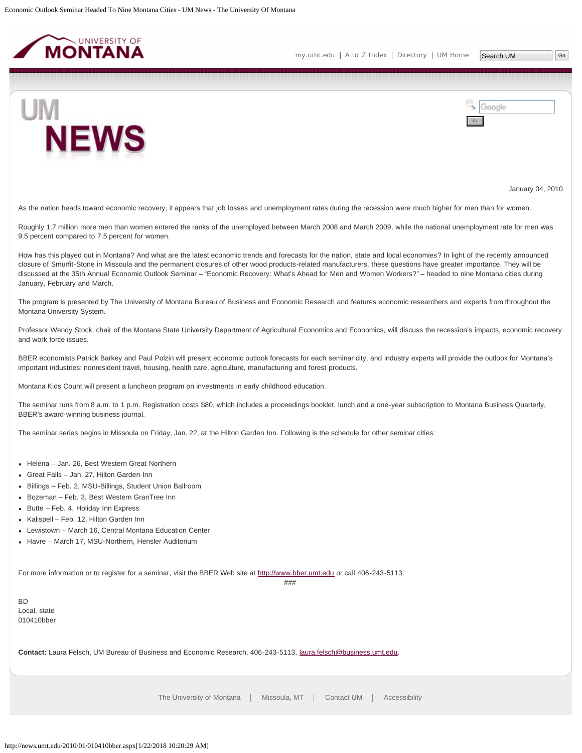January 04, 2010

As the nation heads toward economic recovery, it appears that job losses and unemployment rates during the recession were much higher for men than for women.

Roughly 1.7 million more men than women entered the ranks of the unemployed between March 2008 and March 2009, while the national unemployment rate for men was 9.5 percent compared to 7.5 percent for women.

How has this played out in Montana? And what are the latest economic trends and forecasts for the nation, state and local economies? In light of the recently announced closure of Smurfit-Stone in Missoula and the permanent closures of other wood products-related manufacturers, these questions have greater importance. They will be discussed at the 35th Annual Economic Outlook Seminar – "Economic Recovery: What's Ahead for Men and Women Workers?" – headed to nine Montana cities during January, February and March.

The program is presented by The University of Montana Bureau of Business and Economic Research and features economic researchers and experts from throughout the Montana University System.

Professor Wendy Stock, chair of the Montana State University Department of Agricultural Economics and Economics, will discuss the recession's impacts, economic recovery and work force issues.

BBER economists Patrick Barkey and Paul Polzin will present economic outlook forecasts for each seminar city, and industry experts will provide the outlook for Montana's important industries: nonresident travel, housing, health care, agriculture, manufacturing and forest products.

Montana Kids Count will present a luncheon program on investments in early childhood education.

The seminar runs from 8 a.m. to 1 p.m. Registration costs $80, which includes a proceedings booklet, lunch and a one-year subscription to Montana Business Quarterly, BBER's award-winning business journal.

The seminar series begins in Missoula on Friday, Jan. 22, at the Hilton Garden Inn. Following is the schedule for other seminar cities:

- Helena – Jan. 26, Best Western Great Northern
- Great Falls – Jan. 27, Hilton Garden Inn
- Billings – Feb. 2, MSU-Billings, Student Union Ballroom
- Bozeman – Feb. 3, Best Western GranTree Inn
- Butte – Feb. 4, Holiday Inn Express
- Kalispell – Feb. 12, Hilton Garden Inn
- Lewistown – March 16, Central Montana Education Center
- Havre – March 17, MSU-Northern, Hensler Auditorium

For more information or to register for a seminar, visit the BBER Web site at http://www.bber.umt.edu or call 406-243-5113.

###

BD
Local, state
010410bber

**Contact:** Laura Felsch, UM Bureau of Business and Economic Research, 406-243-5113, laura.felsch@business.umt.edu.